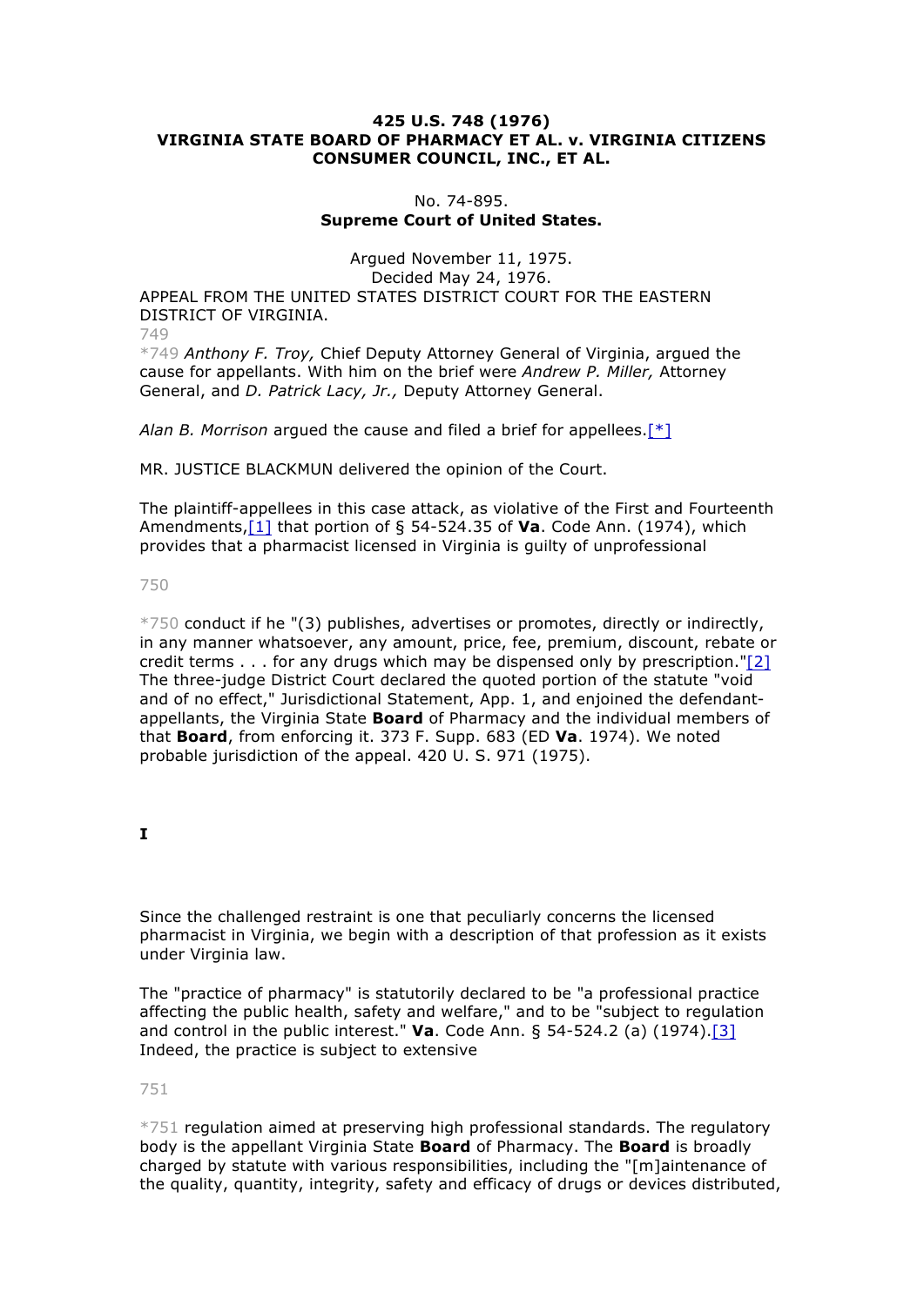**425 U.S. 748 (1976)**
**VIRGINIA STATE BOARD OF PHARMACY ET AL. v. VIRGINIA CITIZENS CONSUMER COUNCIL, INC., ET AL.**

No. 74-895.
**Supreme Court of United States.**

Argued November 11, 1975.
Decided May 24, 1976.

APPEAL FROM THE UNITED STATES DISTRICT COURT FOR THE EASTERN DISTRICT OF VIRGINIA.

749

*749 *Anthony F. Troy,* Chief Deputy Attorney General of Virginia, argued the cause for appellants. With him on the brief were *Andrew P. Miller,* Attorney General, and *D. Patrick Lacy, Jr.,* Deputy Attorney General.

*Alan B. Morrison* argued the cause and filed a brief for appellees.[*]

MR. JUSTICE BLACKMUN delivered the opinion of the Court.

The plaintiff-appellees in this case attack, as violative of the First and Fourteenth Amendments,[1] that portion of § 54-524.35 of **Va**. Code Ann. (1974), which provides that a pharmacist licensed in Virginia is guilty of unprofessional

750

*750 conduct if he "(3) publishes, advertises or promotes, directly or indirectly, in any manner whatsoever, any amount, price, fee, premium, discount, rebate or credit terms . . . for any drugs which may be dispensed only by prescription."[2] The three-judge District Court declared the quoted portion of the statute "void and of no effect," Jurisdictional Statement, App. 1, and enjoined the defendant-appellants, the Virginia State **Board** of Pharmacy and the individual members of that **Board**, from enforcing it. 373 F. Supp. 683 (ED **Va**. 1974). We noted probable jurisdiction of the appeal. 420 U. S. 971 (1975).

## I

Since the challenged restraint is one that peculiarly concerns the licensed pharmacist in Virginia, we begin with a description of that profession as it exists under Virginia law.

The "practice of pharmacy" is statutorily declared to be "a professional practice affecting the public health, safety and welfare," and to be "subject to regulation and control in the public interest." **Va**. Code Ann. § 54-524.2 (a) (1974).[3] Indeed, the practice is subject to extensive

751

*751 regulation aimed at preserving high professional standards. The regulatory body is the appellant Virginia State **Board** of Pharmacy. The **Board** is broadly charged by statute with various responsibilities, including the "[m]aintenance of the quality, quantity, integrity, safety and efficacy of drugs or devices distributed,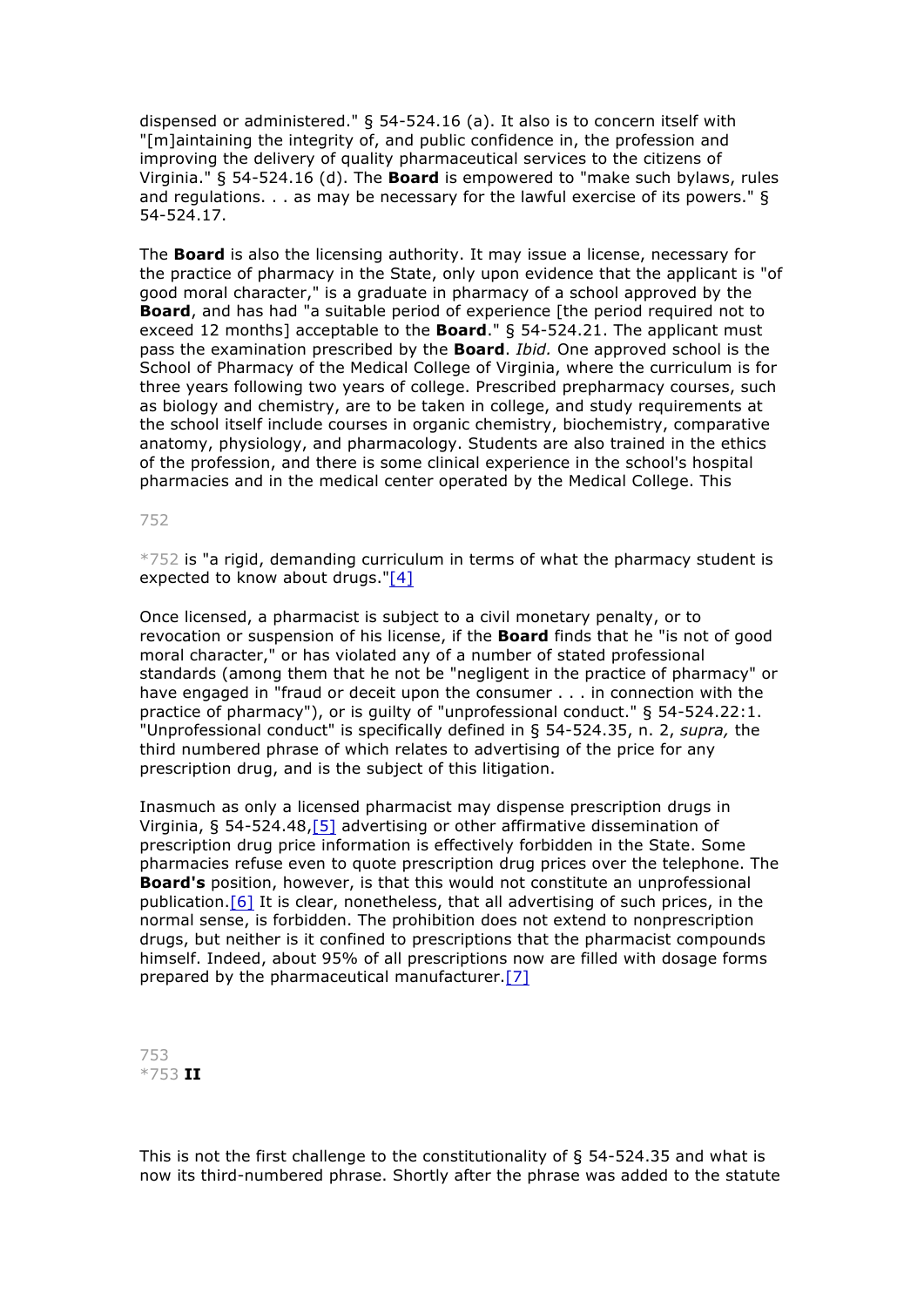dispensed or administered." § 54-524.16 (a). It also is to concern itself with "[m]aintaining the integrity of, and public confidence in, the profession and improving the delivery of quality pharmaceutical services to the citizens of Virginia." § 54-524.16 (d). The **Board** is empowered to "make such bylaws, rules and regulations. . . as may be necessary for the lawful exercise of its powers." § 54-524.17.

The **Board** is also the licensing authority. It may issue a license, necessary for the practice of pharmacy in the State, only upon evidence that the applicant is "of good moral character," is a graduate in pharmacy of a school approved by the **Board**, and has had "a suitable period of experience [the period required not to exceed 12 months] acceptable to the **Board**." § 54-524.21. The applicant must pass the examination prescribed by the **Board**. *Ibid.* One approved school is the School of Pharmacy of the Medical College of Virginia, where the curriculum is for three years following two years of college. Prescribed prepharmacy courses, such as biology and chemistry, are to be taken in college, and study requirements at the school itself include courses in organic chemistry, biochemistry, comparative anatomy, physiology, and pharmacology. Students are also trained in the ethics of the profession, and there is some clinical experience in the school's hospital pharmacies and in the medical center operated by the Medical College. This

752

*752 is "a rigid, demanding curriculum in terms of what the pharmacy student is expected to know about drugs."[4]

Once licensed, a pharmacist is subject to a civil monetary penalty, or to revocation or suspension of his license, if the **Board** finds that he "is not of good moral character," or has violated any of a number of stated professional standards (among them that he not be "negligent in the practice of pharmacy" or have engaged in "fraud or deceit upon the consumer . . . in connection with the practice of pharmacy"), or is guilty of "unprofessional conduct." § 54-524.22:1. "Unprofessional conduct" is specifically defined in § 54-524.35, n. 2, *supra,* the third numbered phrase of which relates to advertising of the price for any prescription drug, and is the subject of this litigation.

Inasmuch as only a licensed pharmacist may dispense prescription drugs in Virginia, § 54-524.48,[5] advertising or other affirmative dissemination of prescription drug price information is effectively forbidden in the State. Some pharmacies refuse even to quote prescription drug prices over the telephone. The **Board's** position, however, is that this would not constitute an unprofessional publication.[6] It is clear, nonetheless, that all advertising of such prices, in the normal sense, is forbidden. The prohibition does not extend to nonprescription drugs, but neither is it confined to prescriptions that the pharmacist compounds himself. Indeed, about 95% of all prescriptions now are filled with dosage forms prepared by the pharmaceutical manufacturer.[7]

753

*753 **II**

This is not the first challenge to the constitutionality of § 54-524.35 and what is now its third-numbered phrase. Shortly after the phrase was added to the statute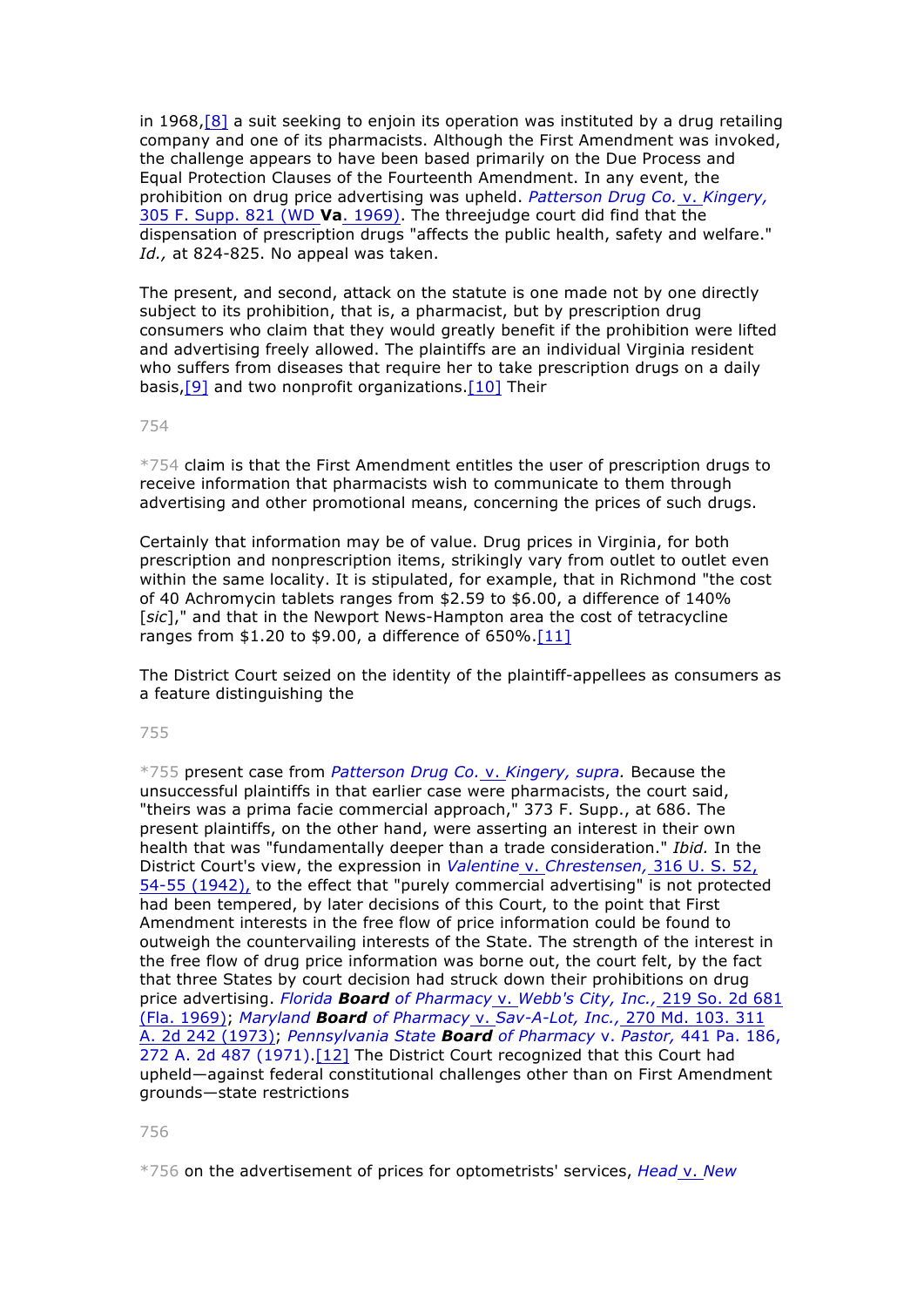in 1968,[8] a suit seeking to enjoin its operation was instituted by a drug retailing company and one of its pharmacists. Although the First Amendment was invoked, the challenge appears to have been based primarily on the Due Process and Equal Protection Clauses of the Fourteenth Amendment. In any event, the prohibition on drug price advertising was upheld. *Patterson Drug Co.* v. *Kingery,* 305 F. Supp. 821 (WD **Va**. 1969). The threejudge court did find that the dispensation of prescription drugs "affects the public health, safety and welfare." *Id.,* at 824-825. No appeal was taken.

The present, and second, attack on the statute is one made not by one directly subject to its prohibition, that is, a pharmacist, but by prescription drug consumers who claim that they would greatly benefit if the prohibition were lifted and advertising freely allowed. The plaintiffs are an individual Virginia resident who suffers from diseases that require her to take prescription drugs on a daily basis,[9] and two nonprofit organizations.[10] Their

*754 claim is that the First Amendment entitles the user of prescription drugs to receive information that pharmacists wish to communicate to them through advertising and other promotional means, concerning the prices of such drugs.

Certainly that information may be of value. Drug prices in Virginia, for both prescription and nonprescription items, strikingly vary from outlet to outlet even within the same locality. It is stipulated, for example, that in Richmond "the cost of 40 Achromycin tablets ranges from $2.59 to $6.00, a difference of 140% [*sic*]," and that in the Newport News-Hampton area the cost of tetracycline ranges from $1.20 to $9.00, a difference of 650%.[11]

The District Court seized on the identity of the plaintiff-appellees as consumers as a feature distinguishing the

*755 present case from *Patterson Drug Co.* v. *Kingery, supra.* Because the unsuccessful plaintiffs in that earlier case were pharmacists, the court said, "theirs was a prima facie commercial approach," 373 F. Supp., at 686. The present plaintiffs, on the other hand, were asserting an interest in their own health that was "fundamentally deeper than a trade consideration." *Ibid.* In the District Court's view, the expression in *Valentine* v. *Chrestensen,* 316 U. S. 52, 54-55 (1942), to the effect that "purely commercial advertising" is not protected had been tempered, by later decisions of this Court, to the point that First Amendment interests in the free flow of price information could be found to outweigh the countervailing interests of the State. The strength of the interest in the free flow of drug price information was borne out, the court felt, by the fact that three States by court decision had struck down their prohibitions on drug price advertising. *Florida **Board** of Pharmacy* v. *Webb's City, Inc.,* 219 So. 2d 681 (Fla. 1969); *Maryland **Board** of Pharmacy* v. *Sav-A-Lot, Inc.,* 270 Md. 103. 311 A. 2d 242 (1973); *Pennsylvania State **Board** of Pharmacy* v. *Pastor,* 441 Pa. 186, 272 A. 2d 487 (1971).[12] The District Court recognized that this Court had upheld—against federal constitutional challenges other than on First Amendment grounds—state restrictions

*756 on the advertisement of prices for optometrists' services, *Head* v. *New*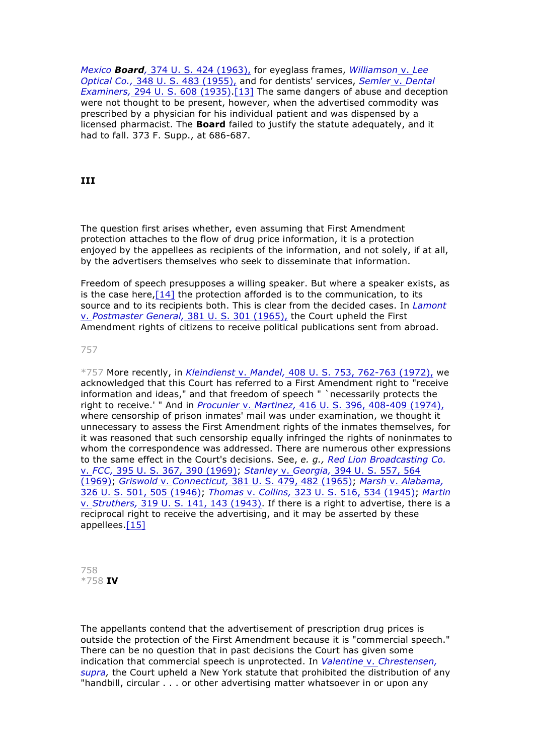*Mexico* **Board**, 374 U. S. 424 (1963), for eyeglass frames, *Williamson* v. *Lee Optical Co.,* 348 U. S. 483 (1955), and for dentists' services, *Semler* v. *Dental Examiners,* 294 U. S. 608 (1935).[13] The same dangers of abuse and deception were not thought to be present, however, when the advertised commodity was prescribed by a physician for his individual patient and was dispensed by a licensed pharmacist. The **Board** failed to justify the statute adequately, and it had to fall. 373 F. Supp., at 686-687.

### III

The question first arises whether, even assuming that First Amendment protection attaches to the flow of drug price information, it is a protection enjoyed by the appellees as recipients of the information, and not solely, if at all, by the advertisers themselves who seek to disseminate that information.

Freedom of speech presupposes a willing speaker. But where a speaker exists, as is the case here,[14] the protection afforded is to the communication, to its source and to its recipients both. This is clear from the decided cases. In *Lamont* v. *Postmaster General,* 381 U. S. 301 (1965), the Court upheld the First Amendment rights of citizens to receive political publications sent from abroad.

*757 More recently, in *Kleindienst* v. *Mandel,* 408 U. S. 753, 762-763 (1972), we acknowledged that this Court has referred to a First Amendment right to "receive information and ideas," and that freedom of speech " `necessarily protects the right to receive.' " And in *Procunier* v. *Martinez,* 416 U. S. 396, 408-409 (1974), where censorship of prison inmates' mail was under examination, we thought it unnecessary to assess the First Amendment rights of the inmates themselves, for it was reasoned that such censorship equally infringed the rights of noninmates to whom the correspondence was addressed. There are numerous other expressions to the same effect in the Court's decisions. See, *e. g., Red Lion Broadcasting Co.* v. *FCC,* 395 U. S. 367, 390 (1969); *Stanley* v. *Georgia,* 394 U. S. 557, 564 (1969); *Griswold* v. *Connecticut,* 381 U. S. 479, 482 (1965); *Marsh* v. *Alabama,* 326 U. S. 501, 505 (1946); *Thomas* v. *Collins,* 323 U. S. 516, 534 (1945); *Martin* v. *Struthers,* 319 U. S. 141, 143 (1943). If there is a right to advertise, there is a reciprocal right to receive the advertising, and it may be asserted by these appellees.[15]

### *758 IV

The appellants contend that the advertisement of prescription drug prices is outside the protection of the First Amendment because it is "commercial speech." There can be no question that in past decisions the Court has given some indication that commercial speech is unprotected. In *Valentine* v. *Chrestensen, supra,* the Court upheld a New York statute that prohibited the distribution of any "handbill, circular . . . or other advertising matter whatsoever in or upon any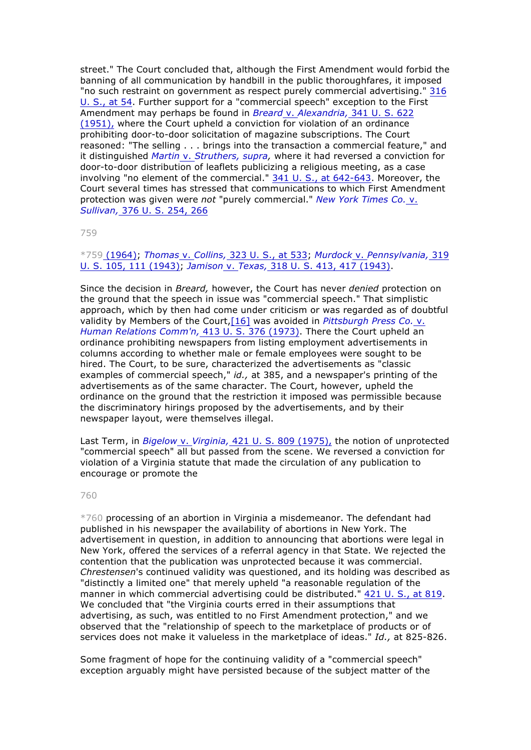street." The Court concluded that, although the First Amendment would forbid the banning of all communication by handbill in the public thoroughfares, it imposed "no such restraint on government as respect purely commercial advertising." 316 U. S., at 54. Further support for a "commercial speech" exception to the First Amendment may perhaps be found in *Breard* v. *Alexandria,* 341 U. S. 622 (1951), where the Court upheld a conviction for violation of an ordinance prohibiting door-to-door solicitation of magazine subscriptions. The Court reasoned: "The selling . . . brings into the transaction a commercial feature," and it distinguished *Martin* v. *Struthers, supra,* where it had reversed a conviction for door-to-door distribution of leaflets publicizing a religious meeting, as a case involving "no element of the commercial." 341 U. S., at 642-643. Moreover, the Court several times has stressed that communications to which First Amendment protection was given were *not* "purely commercial." *New York Times Co.* v. *Sullivan,* 376 U. S. 254, 266

*759 (1964); *Thomas* v. *Collins,* 323 U. S., at 533; *Murdock* v. *Pennsylvania,* 319 U. S. 105, 111 (1943); *Jamison* v. *Texas,* 318 U. S. 413, 417 (1943).

Since the decision in *Breard,* however, the Court has never *denied* protection on the ground that the speech in issue was "commercial speech." That simplistic approach, which by then had come under criticism or was regarded as of doubtful validity by Members of the Court,[16] was avoided in *Pittsburgh Press Co.* v. *Human Relations Comm'n,* 413 U. S. 376 (1973). There the Court upheld an ordinance prohibiting newspapers from listing employment advertisements in columns according to whether male or female employees were sought to be hired. The Court, to be sure, characterized the advertisements as "classic examples of commercial speech," *id.,* at 385, and a newspaper's printing of the advertisements as of the same character. The Court, however, upheld the ordinance on the ground that the restriction it imposed was permissible because the discriminatory hirings proposed by the advertisements, and by their newspaper layout, were themselves illegal.

Last Term, in *Bigelow* v. *Virginia,* 421 U. S. 809 (1975), the notion of unprotected "commercial speech" all but passed from the scene. We reversed a conviction for violation of a Virginia statute that made the circulation of any publication to encourage or promote the

*760 processing of an abortion in Virginia a misdemeanor. The defendant had published in his newspaper the availability of abortions in New York. The advertisement in question, in addition to announcing that abortions were legal in New York, offered the services of a referral agency in that State. We rejected the contention that the publication was unprotected because it was commercial. *Chrestensen*'s continued validity was questioned, and its holding was described as "distinctly a limited one" that merely upheld "a reasonable regulation of the manner in which commercial advertising could be distributed." 421 U. S., at 819. We concluded that "the Virginia courts erred in their assumptions that advertising, as such, was entitled to no First Amendment protection," and we observed that the "relationship of speech to the marketplace of products or of services does not make it valueless in the marketplace of ideas." *Id.,* at 825-826.

Some fragment of hope for the continuing validity of a "commercial speech" exception arguably might have persisted because of the subject matter of the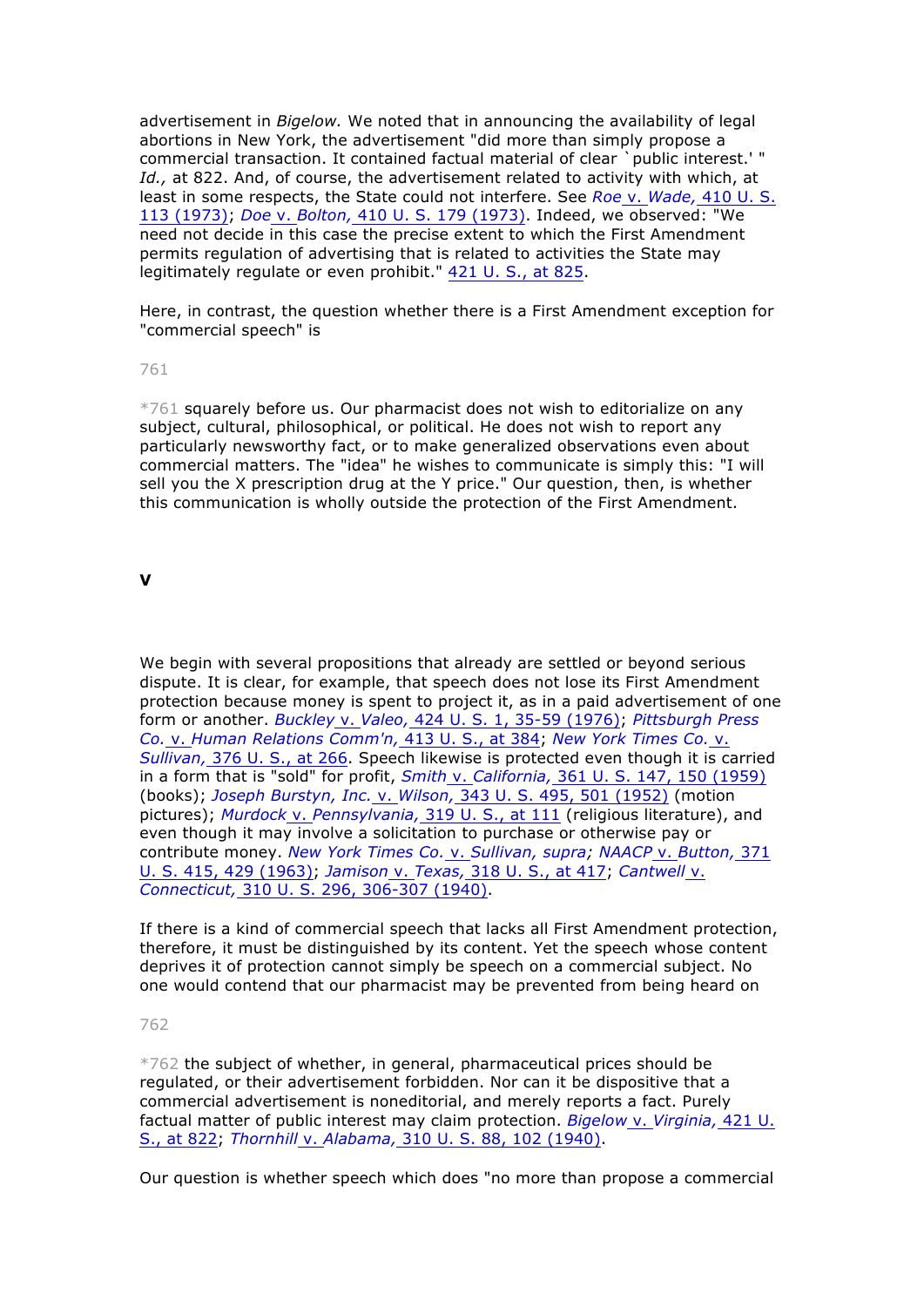advertisement in *Bigelow.* We noted that in announcing the availability of legal abortions in New York, the advertisement "did more than simply propose a commercial transaction. It contained factual material of clear `public interest.' " *Id.,* at 822. And, of course, the advertisement related to activity with which, at least in some respects, the State could not interfere. See *Roe* v. *Wade,* 410 U. S. 113 (1973); *Doe* v. *Bolton,* 410 U. S. 179 (1973). Indeed, we observed: "We need not decide in this case the precise extent to which the First Amendment permits regulation of advertising that is related to activities the State may legitimately regulate or even prohibit." 421 U. S., at 825.

Here, in contrast, the question whether there is a First Amendment exception for "commercial speech" is

*761 squarely before us. Our pharmacist does not wish to editorialize on any subject, cultural, philosophical, or political. He does not wish to report any particularly newsworthy fact, or to make generalized observations even about commercial matters. The "idea" he wishes to communicate is simply this: "I will sell you the X prescription drug at the Y price." Our question, then, is whether this communication is wholly outside the protection of the First Amendment.

## V

We begin with several propositions that already are settled or beyond serious dispute. It is clear, for example, that speech does not lose its First Amendment protection because money is spent to project it, as in a paid advertisement of one form or another. *Buckley* v. *Valeo,* 424 U. S. 1, 35-59 (1976); *Pittsburgh Press Co.* v. *Human Relations Comm'n,* 413 U. S., at 384; *New York Times Co.* v. *Sullivan,* 376 U. S., at 266. Speech likewise is protected even though it is carried in a form that is "sold" for profit, *Smith* v. *California,* 361 U. S. 147, 150 (1959) (books); *Joseph Burstyn, Inc.* v. *Wilson,* 343 U. S. 495, 501 (1952) (motion pictures); *Murdock* v. *Pennsylvania,* 319 U. S., at 111 (religious literature), and even though it may involve a solicitation to purchase or otherwise pay or contribute money. *New York Times Co.* v. *Sullivan, supra; NAACP* v. *Button,* 371 U. S. 415, 429 (1963); *Jamison* v. *Texas,* 318 U. S., at 417; *Cantwell* v. *Connecticut,* 310 U. S. 296, 306-307 (1940).

If there is a kind of commercial speech that lacks all First Amendment protection, therefore, it must be distinguished by its content. Yet the speech whose content deprives it of protection cannot simply be speech on a commercial subject. No one would contend that our pharmacist may be prevented from being heard on

*762 the subject of whether, in general, pharmaceutical prices should be regulated, or their advertisement forbidden. Nor can it be dispositive that a commercial advertisement is noneditorial, and merely reports a fact. Purely factual matter of public interest may claim protection. *Bigelow* v. *Virginia,* 421 U. S., at 822; *Thornhill* v. *Alabama,* 310 U. S. 88, 102 (1940).

Our question is whether speech which does "no more than propose a commercial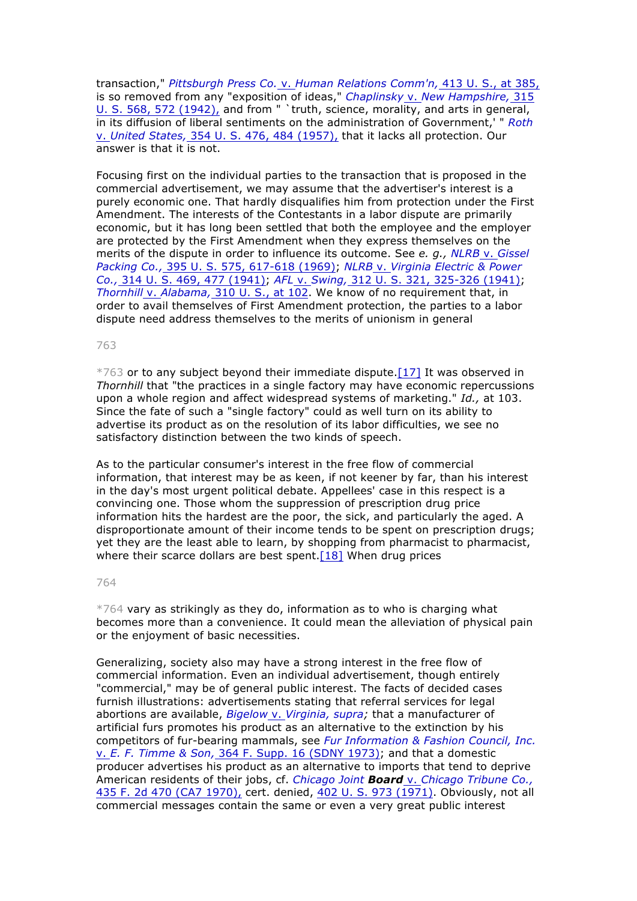transaction," *Pittsburgh Press Co.* v. *Human Relations Comm'n,* 413 U. S., at 385, is so removed from any "exposition of ideas," *Chaplinsky* v. *New Hampshire,* 315 U. S. 568, 572 (1942), and from " `truth, science, morality, and arts in general, in its diffusion of liberal sentiments on the administration of Government,' " *Roth* v. *United States,* 354 U. S. 476, 484 (1957), that it lacks all protection. Our answer is that it is not.

Focusing first on the individual parties to the transaction that is proposed in the commercial advertisement, we may assume that the advertiser's interest is a purely economic one. That hardly disqualifies him from protection under the First Amendment. The interests of the Contestants in a labor dispute are primarily economic, but it has long been settled that both the employee and the employer are protected by the First Amendment when they express themselves on the merits of the dispute in order to influence its outcome. See *e. g., NLRB* v. *Gissel Packing Co.,* 395 U. S. 575, 617-618 (1969); *NLRB* v. *Virginia Electric & Power Co.,* 314 U. S. 469, 477 (1941); *AFL* v. *Swing,* 312 U. S. 321, 325-326 (1941); *Thornhill* v. *Alabama,* 310 U. S., at 102. We know of no requirement that, in order to avail themselves of First Amendment protection, the parties to a labor dispute need address themselves to the merits of unionism in general

*763 or to any subject beyond their immediate dispute.[17] It was observed in *Thornhill* that "the practices in a single factory may have economic repercussions upon a whole region and affect widespread systems of marketing." *Id.,* at 103. Since the fate of such a "single factory" could as well turn on its ability to advertise its product as on the resolution of its labor difficulties, we see no satisfactory distinction between the two kinds of speech.

As to the particular consumer's interest in the free flow of commercial information, that interest may be as keen, if not keener by far, than his interest in the day's most urgent political debate. Appellees' case in this respect is a convincing one. Those whom the suppression of prescription drug price information hits the hardest are the poor, the sick, and particularly the aged. A disproportionate amount of their income tends to be spent on prescription drugs; yet they are the least able to learn, by shopping from pharmacist to pharmacist, where their scarce dollars are best spent.[18] When drug prices

*764 vary as strikingly as they do, information as to who is charging what becomes more than a convenience. It could mean the alleviation of physical pain or the enjoyment of basic necessities.

Generalizing, society also may have a strong interest in the free flow of commercial information. Even an individual advertisement, though entirely "commercial," may be of general public interest. The facts of decided cases furnish illustrations: advertisements stating that referral services for legal abortions are available, *Bigelow* v. *Virginia, supra;* that a manufacturer of artificial furs promotes his product as an alternative to the extinction by his competitors of fur-bearing mammals, see *Fur Information & Fashion Council, Inc.* v. *E. F. Timme & Son,* 364 F. Supp. 16 (SDNY 1973); and that a domestic producer advertises his product as an alternative to imports that tend to deprive American residents of their jobs, cf. *Chicago Joint **Board*** v. *Chicago Tribune Co.,* 435 F. 2d 470 (CA7 1970), cert. denied, 402 U. S. 973 (1971). Obviously, not all commercial messages contain the same or even a very great public interest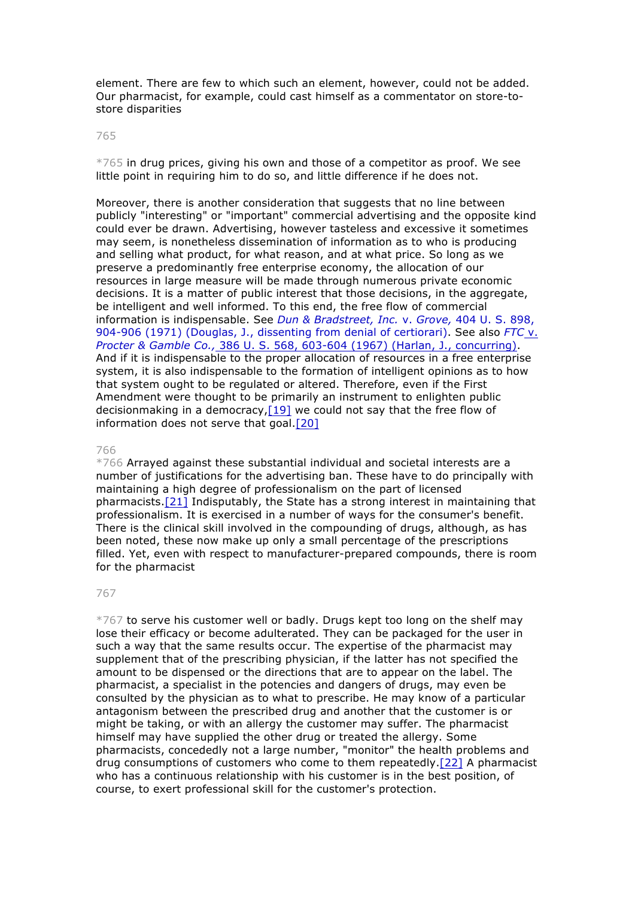element. There are few to which such an element, however, could not be added. Our pharmacist, for example, could cast himself as a commentator on store-to-store disparities

*765 in drug prices, giving his own and those of a competitor as proof. We see little point in requiring him to do so, and little difference if he does not.

Moreover, there is another consideration that suggests that no line between publicly "interesting" or "important" commercial advertising and the opposite kind could ever be drawn. Advertising, however tasteless and excessive it sometimes may seem, is nonetheless dissemination of information as to who is producing and selling what product, for what reason, and at what price. So long as we preserve a predominantly free enterprise economy, the allocation of our resources in large measure will be made through numerous private economic decisions. It is a matter of public interest that those decisions, in the aggregate, be intelligent and well informed. To this end, the free flow of commercial information is indispensable. See *Dun & Bradstreet, Inc.* v. *Grove,* 404 U. S. 898, 904-906 (1971) (Douglas, J., dissenting from denial of certiorari). See also *FTC* v. *Procter & Gamble Co.,* 386 U. S. 568, 603-604 (1967) (Harlan, J., concurring). And if it is indispensable to the proper allocation of resources in a free enterprise system, it is also indispensable to the formation of intelligent opinions as to how that system ought to be regulated or altered. Therefore, even if the First Amendment were thought to be primarily an instrument to enlighten public decisionmaking in a democracy,[19] we could not say that the free flow of information does not serve that goal.[20]

*766 Arrayed against these substantial individual and societal interests are a number of justifications for the advertising ban. These have to do principally with maintaining a high degree of professionalism on the part of licensed pharmacists.[21] Indisputably, the State has a strong interest in maintaining that professionalism. It is exercised in a number of ways for the consumer's benefit. There is the clinical skill involved in the compounding of drugs, although, as has been noted, these now make up only a small percentage of the prescriptions filled. Yet, even with respect to manufacturer-prepared compounds, there is room for the pharmacist

*767 to serve his customer well or badly. Drugs kept too long on the shelf may lose their efficacy or become adulterated. They can be packaged for the user in such a way that the same results occur. The expertise of the pharmacist may supplement that of the prescribing physician, if the latter has not specified the amount to be dispensed or the directions that are to appear on the label. The pharmacist, a specialist in the potencies and dangers of drugs, may even be consulted by the physician as to what to prescribe. He may know of a particular antagonism between the prescribed drug and another that the customer is or might be taking, or with an allergy the customer may suffer. The pharmacist himself may have supplied the other drug or treated the allergy. Some pharmacists, concededly not a large number, "monitor" the health problems and drug consumptions of customers who come to them repeatedly.[22] A pharmacist who has a continuous relationship with his customer is in the best position, of course, to exert professional skill for the customer's protection.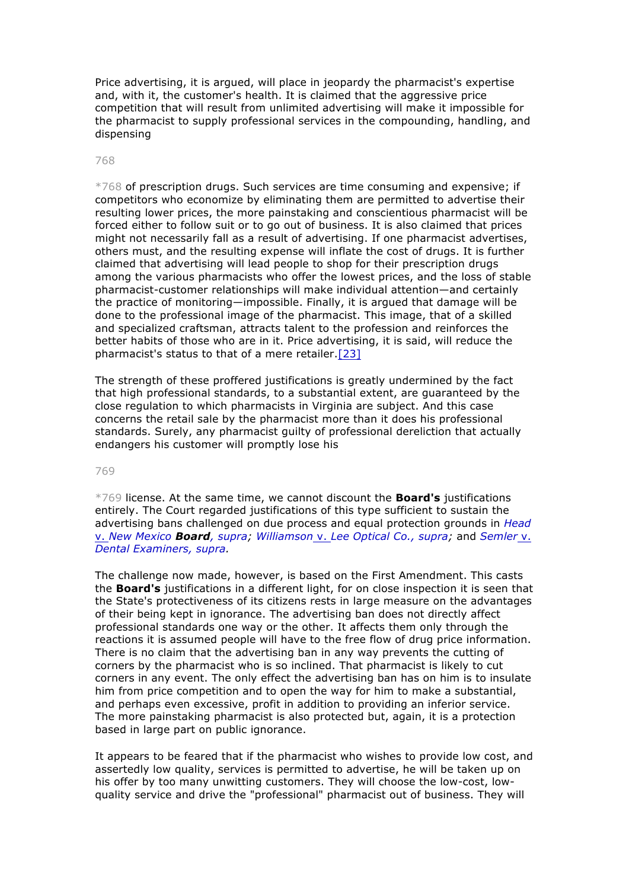Price advertising, it is argued, will place in jeopardy the pharmacist's expertise and, with it, the customer's health. It is claimed that the aggressive price competition that will result from unlimited advertising will make it impossible for the pharmacist to supply professional services in the compounding, handling, and dispensing

*768 of prescription drugs. Such services are time consuming and expensive; if competitors who economize by eliminating them are permitted to advertise their resulting lower prices, the more painstaking and conscientious pharmacist will be forced either to follow suit or to go out of business. It is also claimed that prices might not necessarily fall as a result of advertising. If one pharmacist advertises, others must, and the resulting expense will inflate the cost of drugs. It is further claimed that advertising will lead people to shop for their prescription drugs among the various pharmacists who offer the lowest prices, and the loss of stable pharmacist-customer relationships will make individual attention—and certainly the practice of monitoring—impossible. Finally, it is argued that damage will be done to the professional image of the pharmacist. This image, that of a skilled and specialized craftsman, attracts talent to the profession and reinforces the better habits of those who are in it. Price advertising, it is said, will reduce the pharmacist's status to that of a mere retailer.[23]

The strength of these proffered justifications is greatly undermined by the fact that high professional standards, to a substantial extent, are guaranteed by the close regulation to which pharmacists in Virginia are subject. And this case concerns the retail sale by the pharmacist more than it does his professional standards. Surely, any pharmacist guilty of professional dereliction that actually endangers his customer will promptly lose his

*769 license. At the same time, we cannot discount the **Board's** justifications entirely. The Court regarded justifications of this type sufficient to sustain the advertising bans challenged on due process and equal protection grounds in *Head* v. *New Mexico* ***Board****, supra*; *Williamson* v. *Lee Optical Co., supra;* and *Semler* v. *Dental Examiners, supra.*

The challenge now made, however, is based on the First Amendment. This casts the **Board's** justifications in a different light, for on close inspection it is seen that the State's protectiveness of its citizens rests in large measure on the advantages of their being kept in ignorance. The advertising ban does not directly affect professional standards one way or the other. It affects them only through the reactions it is assumed people will have to the free flow of drug price information. There is no claim that the advertising ban in any way prevents the cutting of corners by the pharmacist who is so inclined. That pharmacist is likely to cut corners in any event. The only effect the advertising ban has on him is to insulate him from price competition and to open the way for him to make a substantial, and perhaps even excessive, profit in addition to providing an inferior service. The more painstaking pharmacist is also protected but, again, it is a protection based in large part on public ignorance.

It appears to be feared that if the pharmacist who wishes to provide low cost, and assertedly low quality, services is permitted to advertise, he will be taken up on his offer by too many unwitting customers. They will choose the low-cost, low-quality service and drive the "professional" pharmacist out of business. They will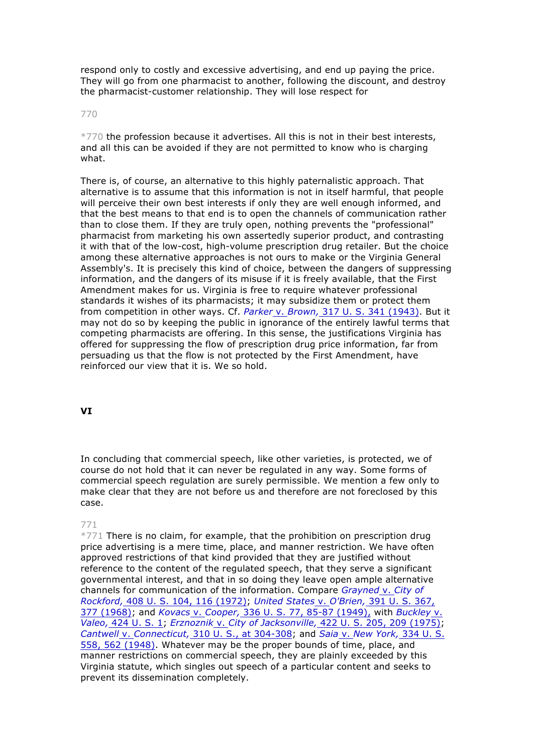respond only to costly and excessive advertising, and end up paying the price. They will go from one pharmacist to another, following the discount, and destroy the pharmacist-customer relationship. They will lose respect for

*770 the profession because it advertises. All this is not in their best interests, and all this can be avoided if they are not permitted to know who is charging what.

There is, of course, an alternative to this highly paternalistic approach. That alternative is to assume that this information is not in itself harmful, that people will perceive their own best interests if only they are well enough informed, and that the best means to that end is to open the channels of communication rather than to close them. If they are truly open, nothing prevents the "professional" pharmacist from marketing his own assertedly superior product, and contrasting it with that of the low-cost, high-volume prescription drug retailer. But the choice among these alternative approaches is not ours to make or the Virginia General Assembly's. It is precisely this kind of choice, between the dangers of suppressing information, and the dangers of its misuse if it is freely available, that the First Amendment makes for us. Virginia is free to require whatever professional standards it wishes of its pharmacists; it may subsidize them or protect them from competition in other ways. Cf. *Parker* v. *Brown,* 317 U. S. 341 (1943). But it may not do so by keeping the public in ignorance of the entirely lawful terms that competing pharmacists are offering. In this sense, the justifications Virginia has offered for suppressing the flow of prescription drug price information, far from persuading us that the flow is not protected by the First Amendment, have reinforced our view that it is. We so hold.

## VI

In concluding that commercial speech, like other varieties, is protected, we of course do not hold that it can never be regulated in any way. Some forms of commercial speech regulation are surely permissible. We mention a few only to make clear that they are not before us and therefore are not foreclosed by this case.

*771 There is no claim, for example, that the prohibition on prescription drug price advertising is a mere time, place, and manner restriction. We have often approved restrictions of that kind provided that they are justified without reference to the content of the regulated speech, that they serve a significant governmental interest, and that in so doing they leave open ample alternative channels for communication of the information. Compare *Grayned* v. *City of Rockford,* 408 U. S. 104, 116 (1972); *United States* v. *O'Brien,* 391 U. S. 367, 377 (1968); and *Kovacs* v. *Cooper,* 336 U. S. 77, 85-87 (1949), with *Buckley* v. *Valeo,* 424 U. S. 1; *Erznoznik* v. *City of Jacksonville,* 422 U. S. 205, 209 (1975); *Cantwell* v. *Connecticut,* 310 U. S., at 304-308; and *Saia* v. *New York,* 334 U. S. 558, 562 (1948). Whatever may be the proper bounds of time, place, and manner restrictions on commercial speech, they are plainly exceeded by this Virginia statute, which singles out speech of a particular content and seeks to prevent its dissemination completely.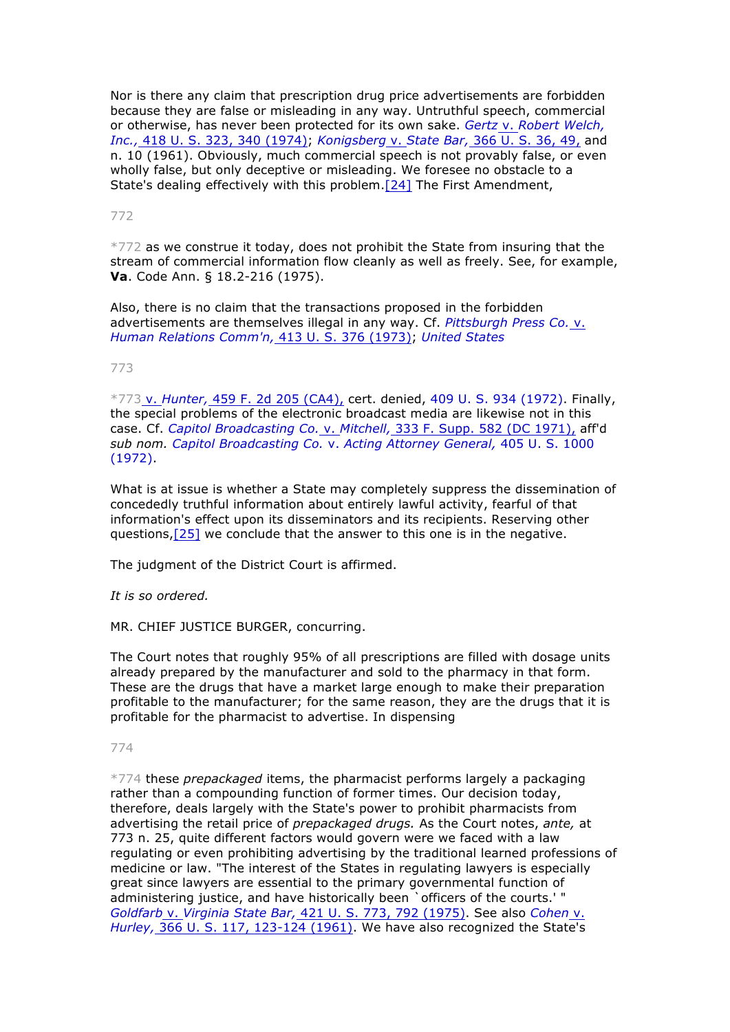Nor is there any claim that prescription drug price advertisements are forbidden because they are false or misleading in any way. Untruthful speech, commercial or otherwise, has never been protected for its own sake. *Gertz* v. *Robert Welch, Inc.,* 418 U. S. 323, 340 (1974); *Konigsberg* v. *State Bar,* 366 U. S. 36, 49, and n. 10 (1961). Obviously, much commercial speech is not provably false, or even wholly false, but only deceptive or misleading. We foresee no obstacle to a State's dealing effectively with this problem.[24] The First Amendment,

*772 as we construe it today, does not prohibit the State from insuring that the stream of commercial information flow cleanly as well as freely. See, for example, **Va**. Code Ann. § 18.2-216 (1975).

Also, there is no claim that the transactions proposed in the forbidden advertisements are themselves illegal in any way. Cf. *Pittsburgh Press Co.* v. *Human Relations Comm'n,* 413 U. S. 376 (1973); *United States*

*773 v. *Hunter,* 459 F. 2d 205 (CA4), cert. denied, 409 U. S. 934 (1972). Finally, the special problems of the electronic broadcast media are likewise not in this case. Cf. *Capitol Broadcasting Co.* v. *Mitchell,* 333 F. Supp. 582 (DC 1971), aff'd *sub nom. Capitol Broadcasting Co.* v. *Acting Attorney General,* 405 U. S. 1000 (1972).

What is at issue is whether a State may completely suppress the dissemination of concededly truthful information about entirely lawful activity, fearful of that information's effect upon its disseminators and its recipients. Reserving other questions,[25] we conclude that the answer to this one is in the negative.

The judgment of the District Court is affirmed.

*It is so ordered.*

MR. CHIEF JUSTICE BURGER, concurring.

The Court notes that roughly 95% of all prescriptions are filled with dosage units already prepared by the manufacturer and sold to the pharmacy in that form. These are the drugs that have a market large enough to make their preparation profitable to the manufacturer; for the same reason, they are the drugs that it is profitable for the pharmacist to advertise. In dispensing

*774 these *prepackaged* items, the pharmacist performs largely a packaging rather than a compounding function of former times. Our decision today, therefore, deals largely with the State's power to prohibit pharmacists from advertising the retail price of *prepackaged drugs.* As the Court notes, *ante,* at 773 n. 25, quite different factors would govern were we faced with a law regulating or even prohibiting advertising by the traditional learned professions of medicine or law. "The interest of the States in regulating lawyers is especially great since lawyers are essential to the primary governmental function of administering justice, and have historically been `officers of the courts.' " *Goldfarb* v. *Virginia State Bar,* 421 U. S. 773, 792 (1975). See also *Cohen* v. *Hurley,* 366 U. S. 117, 123-124 (1961). We have also recognized the State's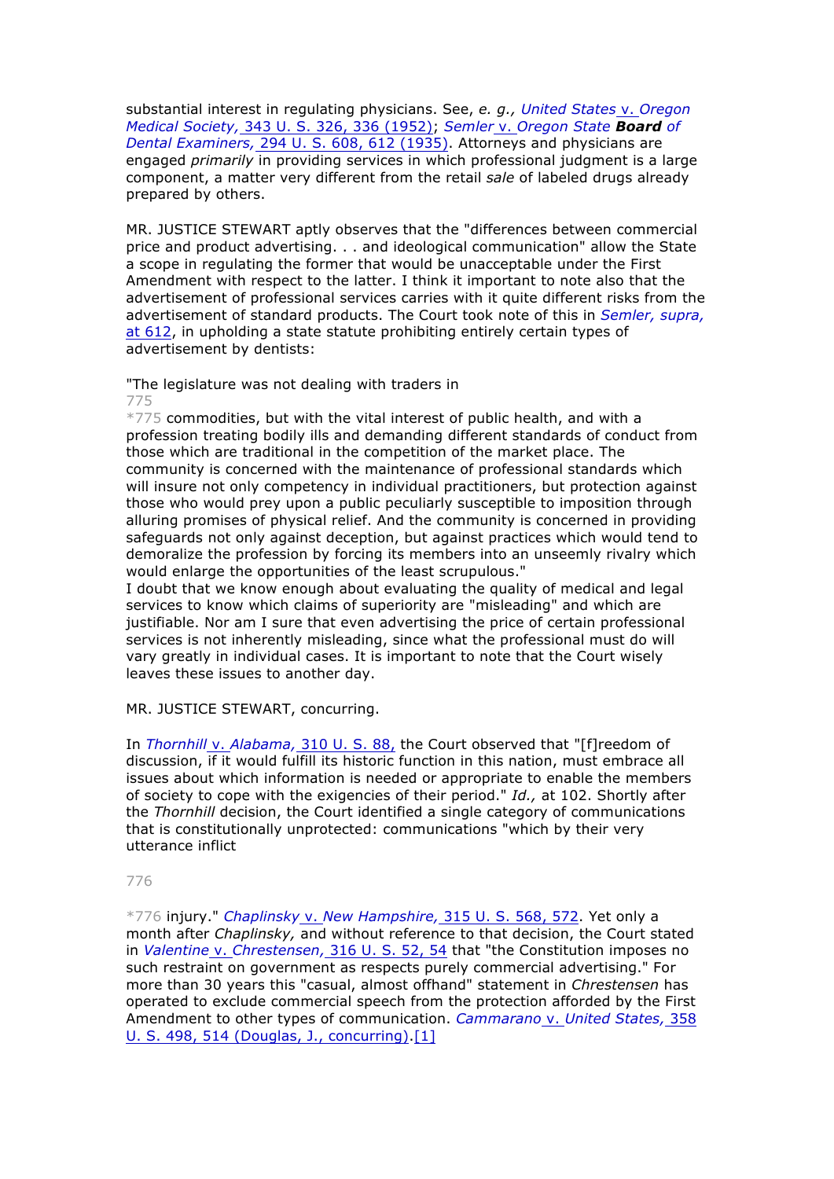substantial interest in regulating physicians. See, *e. g., United States* v. *Oregon Medical Society,* 343 U. S. 326, 336 (1952); *Semler* v. *Oregon State* ***Board*** *of Dental Examiners,* 294 U. S. 608, 612 (1935). Attorneys and physicians are engaged *primarily* in providing services in which professional judgment is a large component, a matter very different from the retail *sale* of labeled drugs already prepared by others.

MR. JUSTICE STEWART aptly observes that the "differences between commercial price and product advertising. . . and ideological communication" allow the State a scope in regulating the former that would be unacceptable under the First Amendment with respect to the latter. I think it important to note also that the advertisement of professional services carries with it quite different risks from the advertisement of standard products. The Court took note of this in *Semler, supra,* at 612, in upholding a state statute prohibiting entirely certain types of advertisement by dentists:

"The legislature was not dealing with traders in

775

*775 commodities, but with the vital interest of public health, and with a profession treating bodily ills and demanding different standards of conduct from those which are traditional in the competition of the market place. The community is concerned with the maintenance of professional standards which will insure not only competency in individual practitioners, but protection against those who would prey upon a public peculiarly susceptible to imposition through alluring promises of physical relief. And the community is concerned in providing safeguards not only against deception, but against practices which would tend to demoralize the profession by forcing its members into an unseemly rivalry which would enlarge the opportunities of the least scrupulous."

I doubt that we know enough about evaluating the quality of medical and legal services to know which claims of superiority are "misleading" and which are justifiable. Nor am I sure that even advertising the price of certain professional services is not inherently misleading, since what the professional must do will vary greatly in individual cases. It is important to note that the Court wisely leaves these issues to another day.

MR. JUSTICE STEWART, concurring.

In *Thornhill* v. *Alabama,* 310 U. S. 88, the Court observed that "[f]reedom of discussion, if it would fulfill its historic function in this nation, must embrace all issues about which information is needed or appropriate to enable the members of society to cope with the exigencies of their period." *Id.,* at 102. Shortly after the *Thornhill* decision, the Court identified a single category of communications that is constitutionally unprotected: communications "which by their very utterance inflict

776

*776 injury." *Chaplinsky* v. *New Hampshire,* 315 U. S. 568, 572. Yet only a month after *Chaplinsky,* and without reference to that decision, the Court stated in *Valentine* v. *Chrestensen,* 316 U. S. 52, 54 that "the Constitution imposes no such restraint on government as respects purely commercial advertising." For more than 30 years this "casual, almost offhand" statement in *Chrestensen* has operated to exclude commercial speech from the protection afforded by the First Amendment to other types of communication. *Cammarano* v. *United States,* 358 U. S. 498, 514 (Douglas, J., concurring).[1]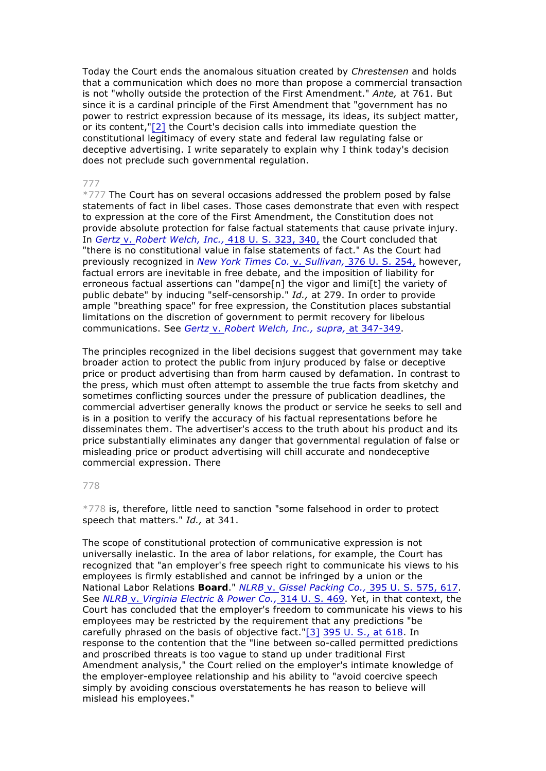Today the Court ends the anomalous situation created by *Chrestensen* and holds that a communication which does no more than propose a commercial transaction is not "wholly outside the protection of the First Amendment." *Ante,* at 761. But since it is a cardinal principle of the First Amendment that "government has no power to restrict expression because of its message, its ideas, its subject matter, or its content,"[2] the Court's decision calls into immediate question the constitutional legitimacy of every state and federal law regulating false or deceptive advertising. I write separately to explain why I think today's decision does not preclude such governmental regulation.

*777 The Court has on several occasions addressed the problem posed by false statements of fact in libel cases. Those cases demonstrate that even with respect to expression at the core of the First Amendment, the Constitution does not provide absolute protection for false factual statements that cause private injury. In *Gertz* v. *Robert Welch, Inc.,* 418 U. S. 323, 340, the Court concluded that "there is no constitutional value in false statements of fact." As the Court had previously recognized in *New York Times Co.* v. *Sullivan,* 376 U. S. 254, however, factual errors are inevitable in free debate, and the imposition of liability for erroneous factual assertions can "dampe[n] the vigor and limi[t] the variety of public debate" by inducing "self-censorship." *Id.,* at 279. In order to provide ample "breathing space" for free expression, the Constitution places substantial limitations on the discretion of government to permit recovery for libelous communications. See *Gertz* v. *Robert Welch, Inc., supra,* at 347-349.

The principles recognized in the libel decisions suggest that government may take broader action to protect the public from injury produced by false or deceptive price or product advertising than from harm caused by defamation. In contrast to the press, which must often attempt to assemble the true facts from sketchy and sometimes conflicting sources under the pressure of publication deadlines, the commercial advertiser generally knows the product or service he seeks to sell and is in a position to verify the accuracy of his factual representations before he disseminates them. The advertiser's access to the truth about his product and its price substantially eliminates any danger that governmental regulation of false or misleading price or product advertising will chill accurate and nondeceptive commercial expression. There *778 is, therefore, little need to sanction "some falsehood in order to protect speech that matters." *Id.,* at 341.

The scope of constitutional protection of communicative expression is not universally inelastic. In the area of labor relations, for example, the Court has recognized that "an employer's free speech right to communicate his views to his employees is firmly established and cannot be infringed by a union or the National Labor Relations **Board**." *NLRB* v. *Gissel Packing Co.,* 395 U. S. 575, 617. See *NLRB* v. *Virginia Electric & Power Co.,* 314 U. S. 469. Yet, in that context, the Court has concluded that the employer's freedom to communicate his views to his employees may be restricted by the requirement that any predictions "be carefully phrased on the basis of objective fact."[3] 395 U. S., at 618. In response to the contention that the "line between so-called permitted predictions and proscribed threats is too vague to stand up under traditional First Amendment analysis," the Court relied on the employer's intimate knowledge of the employer-employee relationship and his ability to "avoid coercive speech simply by avoiding conscious overstatements he has reason to believe will mislead his employees."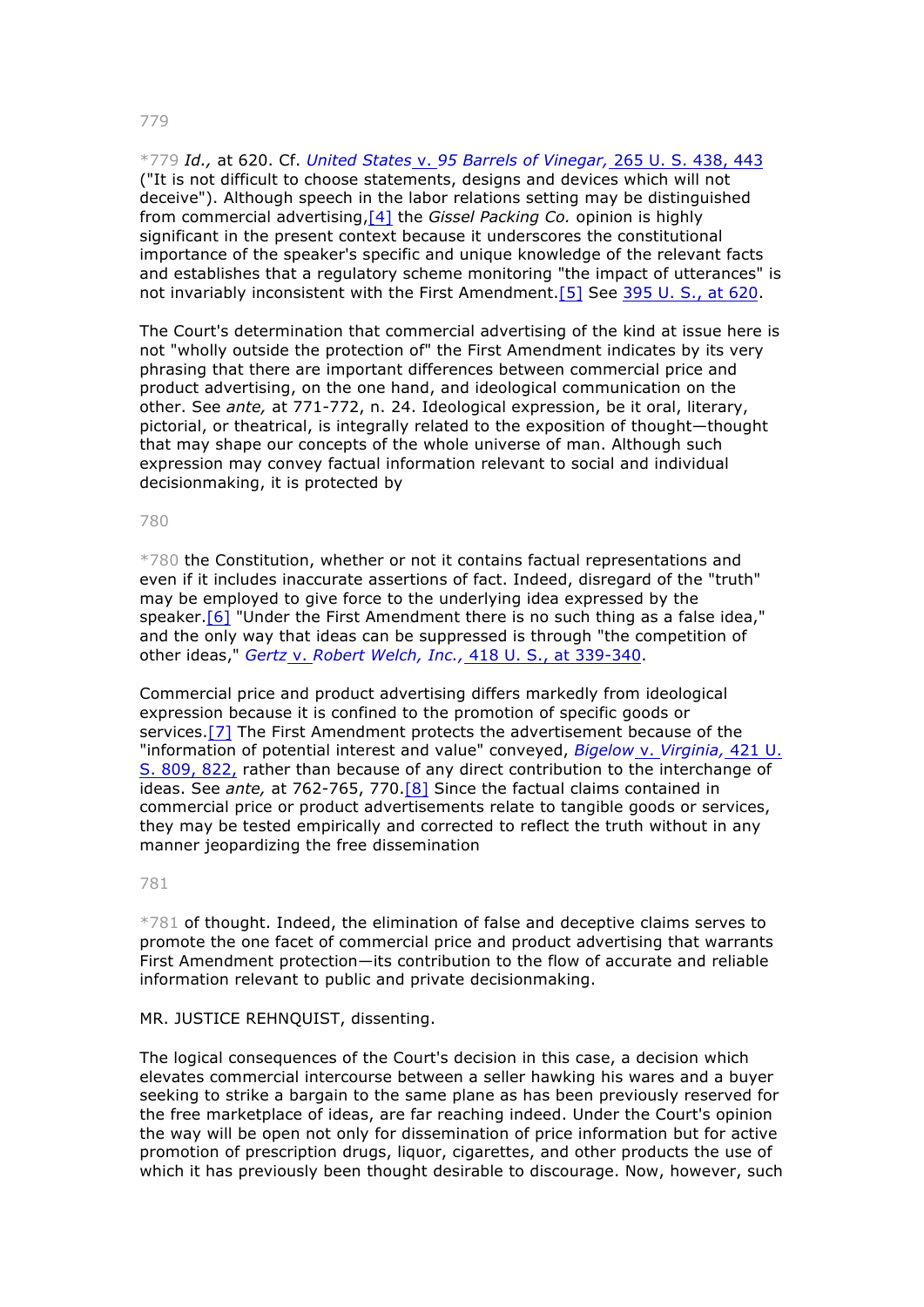*779 *Id.,* at 620. Cf. *United States* v. *95 Barrels of Vinegar,* 265 U. S. 438, 443 ("It is not difficult to choose statements, designs and devices which will not deceive"). Although speech in the labor relations setting may be distinguished from commercial advertising,[4] the *Gissel Packing Co.* opinion is highly significant in the present context because it underscores the constitutional importance of the speaker's specific and unique knowledge of the relevant facts and establishes that a regulatory scheme monitoring "the impact of utterances" is not invariably inconsistent with the First Amendment.[5] See 395 U. S., at 620.

The Court's determination that commercial advertising of the kind at issue here is not "wholly outside the protection of" the First Amendment indicates by its very phrasing that there are important differences between commercial price and product advertising, on the one hand, and ideological communication on the other. See *ante,* at 771-772, n. 24. Ideological expression, be it oral, literary, pictorial, or theatrical, is integrally related to the exposition of thought—thought that may shape our concepts of the whole universe of man. Although such expression may convey factual information relevant to social and individual decisionmaking, it is protected by

*780 the Constitution, whether or not it contains factual representations and even if it includes inaccurate assertions of fact. Indeed, disregard of the "truth" may be employed to give force to the underlying idea expressed by the speaker.[6] "Under the First Amendment there is no such thing as a false idea," and the only way that ideas can be suppressed is through "the competition of other ideas," *Gertz* v. *Robert Welch, Inc.,* 418 U. S., at 339-340.

Commercial price and product advertising differs markedly from ideological expression because it is confined to the promotion of specific goods or services.[7] The First Amendment protects the advertisement because of the "information of potential interest and value" conveyed, *Bigelow* v. *Virginia,* 421 U. S. 809, 822, rather than because of any direct contribution to the interchange of ideas. See *ante,* at 762-765, 770.[8] Since the factual claims contained in commercial price or product advertisements relate to tangible goods or services, they may be tested empirically and corrected to reflect the truth without in any manner jeopardizing the free dissemination

*781 of thought. Indeed, the elimination of false and deceptive claims serves to promote the one facet of commercial price and product advertising that warrants First Amendment protection—its contribution to the flow of accurate and reliable information relevant to public and private decisionmaking.

MR. JUSTICE REHNQUIST, dissenting.

The logical consequences of the Court's decision in this case, a decision which elevates commercial intercourse between a seller hawking his wares and a buyer seeking to strike a bargain to the same plane as has been previously reserved for the free marketplace of ideas, are far reaching indeed. Under the Court's opinion the way will be open not only for dissemination of price information but for active promotion of prescription drugs, liquor, cigarettes, and other products the use of which it has previously been thought desirable to discourage. Now, however, such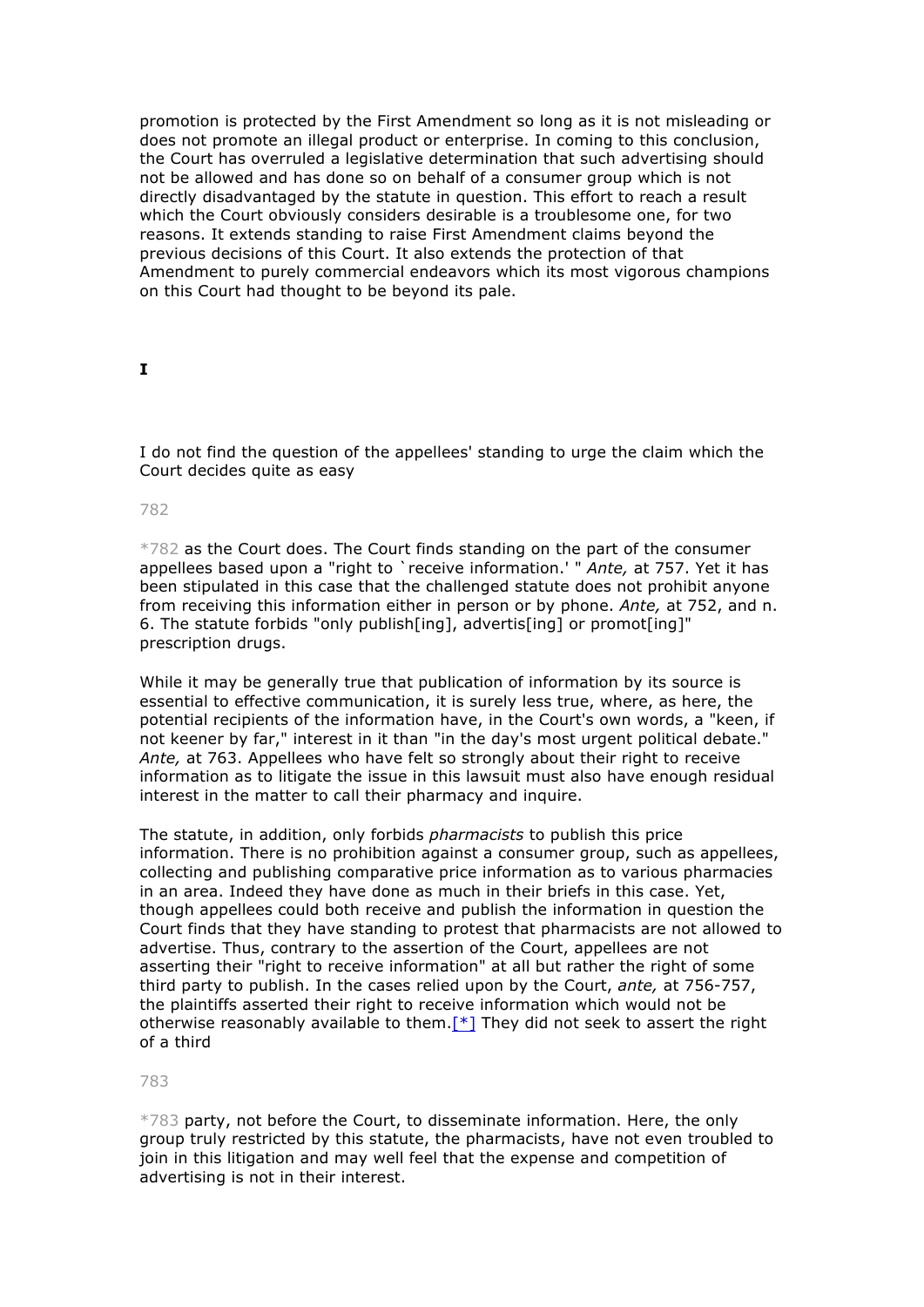promotion is protected by the First Amendment so long as it is not misleading or does not promote an illegal product or enterprise. In coming to this conclusion, the Court has overruled a legislative determination that such advertising should not be allowed and has done so on behalf of a consumer group which is not directly disadvantaged by the statute in question. This effort to reach a result which the Court obviously considers desirable is a troublesome one, for two reasons. It extends standing to raise First Amendment claims beyond the previous decisions of this Court. It also extends the protection of that Amendment to purely commercial endeavors which its most vigorous champions on this Court had thought to be beyond its pale.

**I**

I do not find the question of the appellees' standing to urge the claim which the Court decides quite as easy

*782 as the Court does. The Court finds standing on the part of the consumer appellees based upon a "right to `receive information.' " *Ante,* at 757. Yet it has been stipulated in this case that the challenged statute does not prohibit anyone from receiving this information either in person or by phone. *Ante,* at 752, and n. 6. The statute forbids "only publish[ing], advertis[ing] or promot[ing]" prescription drugs.

While it may be generally true that publication of information by its source is essential to effective communication, it is surely less true, where, as here, the potential recipients of the information have, in the Court's own words, a "keen, if not keener by far," interest in it than "in the day's most urgent political debate." *Ante,* at 763. Appellees who have felt so strongly about their right to receive information as to litigate the issue in this lawsuit must also have enough residual interest in the matter to call their pharmacy and inquire.

The statute, in addition, only forbids *pharmacists* to publish this price information. There is no prohibition against a consumer group, such as appellees, collecting and publishing comparative price information as to various pharmacies in an area. Indeed they have done as much in their briefs in this case. Yet, though appellees could both receive and publish the information in question the Court finds that they have standing to protest that pharmacists are not allowed to advertise. Thus, contrary to the assertion of the Court, appellees are not asserting their "right to receive information" at all but rather the right of some third party to publish. In the cases relied upon by the Court, *ante,* at 756-757, the plaintiffs asserted their right to receive information which would not be otherwise reasonably available to them.[*] They did not seek to assert the right of a third

*783 party, not before the Court, to disseminate information. Here, the only group truly restricted by this statute, the pharmacists, have not even troubled to join in this litigation and may well feel that the expense and competition of advertising is not in their interest.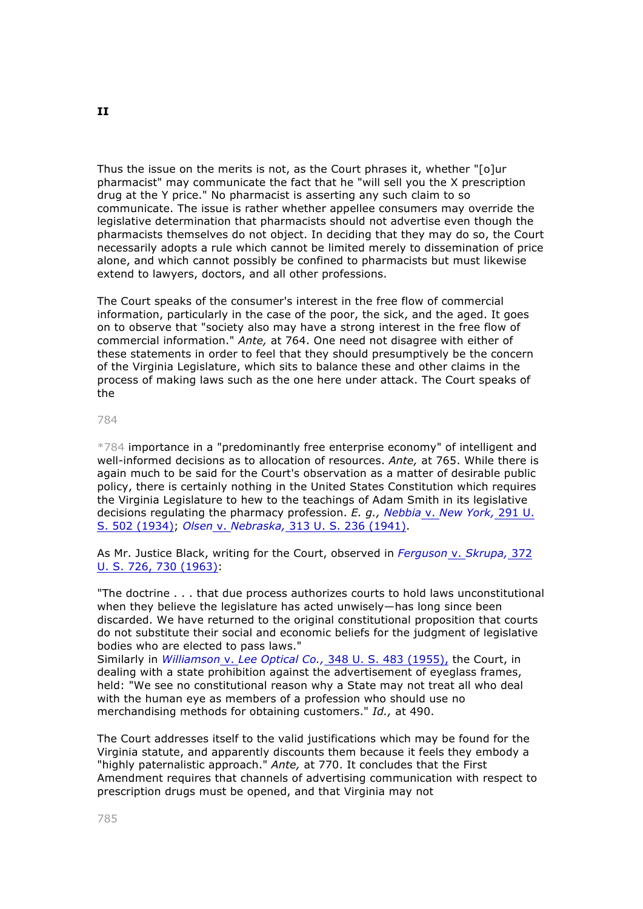**II**

Thus the issue on the merits is not, as the Court phrases it, whether "[o]ur pharmacist" may communicate the fact that he "will sell you the X prescription drug at the Y price." No pharmacist is asserting any such claim to so communicate. The issue is rather whether appellee consumers may override the legislative determination that pharmacists should not advertise even though the pharmacists themselves do not object. In deciding that they may do so, the Court necessarily adopts a rule which cannot be limited merely to dissemination of price alone, and which cannot possibly be confined to pharmacists but must likewise extend to lawyers, doctors, and all other professions.

The Court speaks of the consumer's interest in the free flow of commercial information, particularly in the case of the poor, the sick, and the aged. It goes on to observe that "society also may have a strong interest in the free flow of commercial information." *Ante,* at 764. One need not disagree with either of these statements in order to feel that they should presumptively be the concern of the Virginia Legislature, which sits to balance these and other claims in the process of making laws such as the one here under attack. The Court speaks of the

*784 importance in a "predominantly free enterprise economy" of intelligent and well-informed decisions as to allocation of resources. *Ante,* at 765. While there is again much to be said for the Court's observation as a matter of desirable public policy, there is certainly nothing in the United States Constitution which requires the Virginia Legislature to hew to the teachings of Adam Smith in its legislative decisions regulating the pharmacy profession. *E. g., Nebbia* v. *New York,* 291 U. S. 502 (1934); *Olsen* v. *Nebraska,* 313 U. S. 236 (1941).

As Mr. Justice Black, writing for the Court, observed in *Ferguson* v. *Skrupa,* 372 U. S. 726, 730 (1963):

"The doctrine . . . that due process authorizes courts to hold laws unconstitutional when they believe the legislature has acted unwisely—has long since been discarded. We have returned to the original constitutional proposition that courts do not substitute their social and economic beliefs for the judgment of legislative bodies who are elected to pass laws."

Similarly in *Williamson* v. *Lee Optical Co.,* 348 U. S. 483 (1955), the Court, in dealing with a state prohibition against the advertisement of eyeglass frames, held: "We see no constitutional reason why a State may not treat all who deal with the human eye as members of a profession who should use no merchandising methods for obtaining customers." *Id.,* at 490.

The Court addresses itself to the valid justifications which may be found for the Virginia statute, and apparently discounts them because it feels they embody a "highly paternalistic approach." *Ante,* at 770. It concludes that the First Amendment requires that channels of advertising communication with respect to prescription drugs must be opened, and that Virginia may not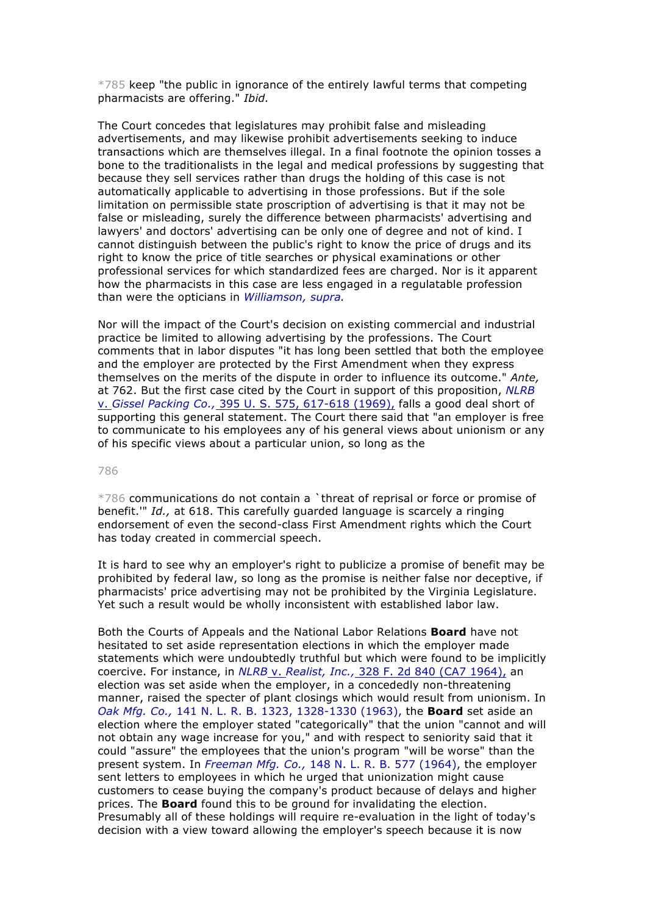*785 keep "the public in ignorance of the entirely lawful terms that competing pharmacists are offering." *Ibid.*

The Court concedes that legislatures may prohibit false and misleading advertisements, and may likewise prohibit advertisements seeking to induce transactions which are themselves illegal. In a final footnote the opinion tosses a bone to the traditionalists in the legal and medical professions by suggesting that because they sell services rather than drugs the holding of this case is not automatically applicable to advertising in those professions. But if the sole limitation on permissible state proscription of advertising is that it may not be false or misleading, surely the difference between pharmacists' advertising and lawyers' and doctors' advertising can be only one of degree and not of kind. I cannot distinguish between the public's right to know the price of drugs and its right to know the price of title searches or physical examinations or other professional services for which standardized fees are charged. Nor is it apparent how the pharmacists in this case are less engaged in a regulatable profession than were the opticians in *Williamson, supra.*

Nor will the impact of the Court's decision on existing commercial and industrial practice be limited to allowing advertising by the professions. The Court comments that in labor disputes "it has long been settled that both the employee and the employer are protected by the First Amendment when they express themselves on the merits of the dispute in order to influence its outcome." *Ante,* at 762. But the first case cited by the Court in support of this proposition, *NLRB* v. *Gissel Packing Co.,* 395 U. S. 575, 617-618 (1969), falls a good deal short of supporting this general statement. The Court there said that "an employer is free to communicate to his employees any of his general views about unionism or any of his specific views about a particular union, so long as the

*786 communications do not contain a `threat of reprisal or force or promise of benefit.'" *Id.,* at 618. This carefully guarded language is scarcely a ringing endorsement of even the second-class First Amendment rights which the Court has today created in commercial speech.

It is hard to see why an employer's right to publicize a promise of benefit may be prohibited by federal law, so long as the promise is neither false nor deceptive, if pharmacists' price advertising may not be prohibited by the Virginia Legislature. Yet such a result would be wholly inconsistent with established labor law.

Both the Courts of Appeals and the National Labor Relations **Board** have not hesitated to set aside representation elections in which the employer made statements which were undoubtedly truthful but which were found to be implicitly coercive. For instance, in *NLRB* v. *Realist, Inc.,* 328 F. 2d 840 (CA7 1964), an election was set aside when the employer, in a concededly non-threatening manner, raised the specter of plant closings which would result from unionism. In *Oak Mfg. Co.,* 141 N. L. R. B. 1323, 1328-1330 (1963), the **Board** set aside an election where the employer stated "categorically" that the union "cannot and will not obtain any wage increase for you," and with respect to seniority said that it could "assure" the employees that the union's program "will be worse" than the present system. In *Freeman Mfg. Co.,* 148 N. L. R. B. 577 (1964), the employer sent letters to employees in which he urged that unionization might cause customers to cease buying the company's product because of delays and higher prices. The **Board** found this to be ground for invalidating the election. Presumably all of these holdings will require re-evaluation in the light of today's decision with a view toward allowing the employer's speech because it is now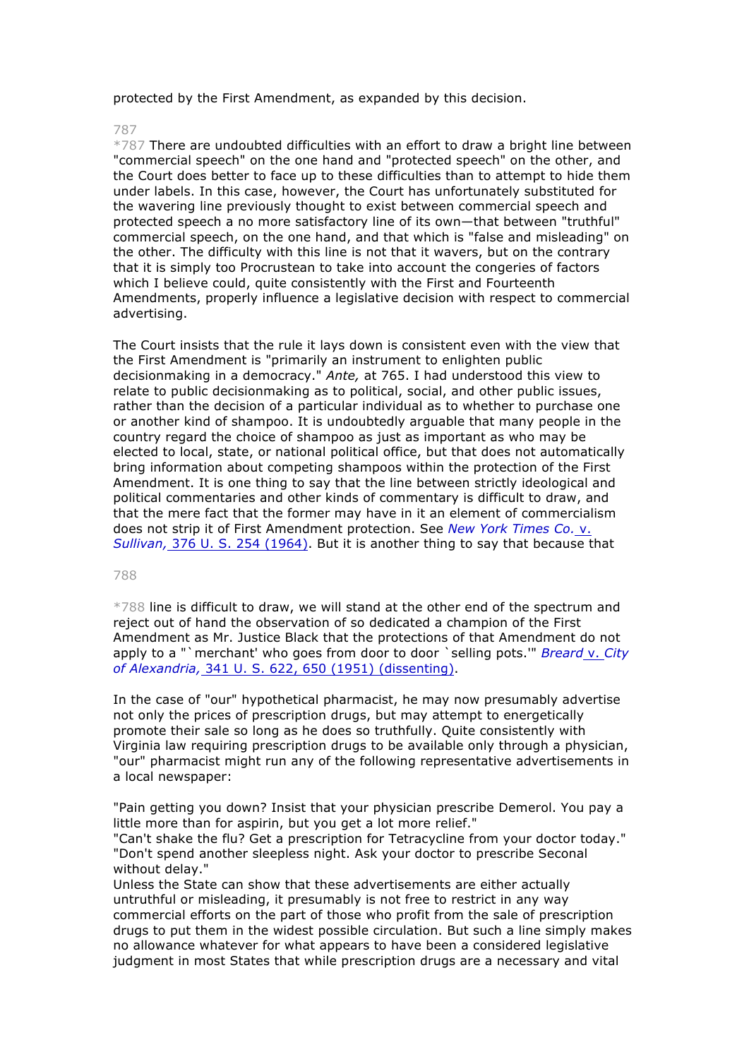protected by the First Amendment, as expanded by this decision.

*787 There are undoubted difficulties with an effort to draw a bright line between "commercial speech" on the one hand and "protected speech" on the other, and the Court does better to face up to these difficulties than to attempt to hide them under labels. In this case, however, the Court has unfortunately substituted for the wavering line previously thought to exist between commercial speech and protected speech a no more satisfactory line of its own—that between "truthful" commercial speech, on the one hand, and that which is "false and misleading" on the other. The difficulty with this line is not that it wavers, but on the contrary that it is simply too Procrustean to take into account the congeries of factors which I believe could, quite consistently with the First and Fourteenth Amendments, properly influence a legislative decision with respect to commercial advertising.

The Court insists that the rule it lays down is consistent even with the view that the First Amendment is "primarily an instrument to enlighten public decisionmaking in a democracy." *Ante,* at 765. I had understood this view to relate to public decisionmaking as to political, social, and other public issues, rather than the decision of a particular individual as to whether to purchase one or another kind of shampoo. It is undoubtedly arguable that many people in the country regard the choice of shampoo as just as important as who may be elected to local, state, or national political office, but that does not automatically bring information about competing shampoos within the protection of the First Amendment. It is one thing to say that the line between strictly ideological and political commentaries and other kinds of commentary is difficult to draw, and that the mere fact that the former may have in it an element of commercialism does not strip it of First Amendment protection. See *New York Times Co.* v. *Sullivan,* 376 U. S. 254 (1964). But it is another thing to say that because that

*788 line is difficult to draw, we will stand at the other end of the spectrum and reject out of hand the observation of so dedicated a champion of the First Amendment as Mr. Justice Black that the protections of that Amendment do not apply to a "`merchant' who goes from door to door `selling pots.'" *Breard* v. *City of Alexandria,* 341 U. S. 622, 650 (1951) (dissenting).

In the case of "our" hypothetical pharmacist, he may now presumably advertise not only the prices of prescription drugs, but may attempt to energetically promote their sale so long as he does so truthfully. Quite consistently with Virginia law requiring prescription drugs to be available only through a physician, "our" pharmacist might run any of the following representative advertisements in a local newspaper:

"Pain getting you down? Insist that your physician prescribe Demerol. You pay a little more than for aspirin, but you get a lot more relief."
"Can't shake the flu? Get a prescription for Tetracycline from your doctor today."
"Don't spend another sleepless night. Ask your doctor to prescribe Seconal without delay."

Unless the State can show that these advertisements are either actually untruthful or misleading, it presumably is not free to restrict in any way commercial efforts on the part of those who profit from the sale of prescription drugs to put them in the widest possible circulation. But such a line simply makes no allowance whatever for what appears to have been a considered legislative judgment in most States that while prescription drugs are a necessary and vital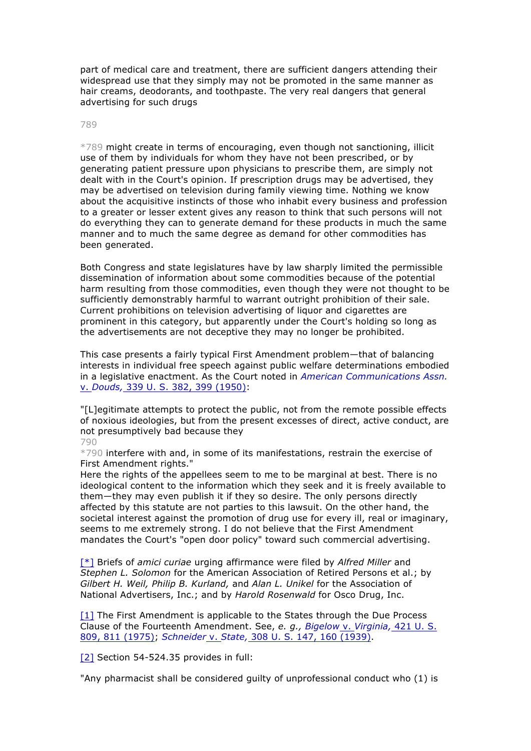part of medical care and treatment, there are sufficient dangers attending their widespread use that they simply may not be promoted in the same manner as hair creams, deodorants, and toothpaste. The very real dangers that general advertising for such drugs

789

*789 might create in terms of encouraging, even though not sanctioning, illicit use of them by individuals for whom they have not been prescribed, or by generating patient pressure upon physicians to prescribe them, are simply not dealt with in the Court's opinion. If prescription drugs may be advertised, they may be advertised on television during family viewing time. Nothing we know about the acquisitive instincts of those who inhabit every business and profession to a greater or lesser extent gives any reason to think that such persons will not do everything they can to generate demand for these products in much the same manner and to much the same degree as demand for other commodities has been generated.

Both Congress and state legislatures have by law sharply limited the permissible dissemination of information about some commodities because of the potential harm resulting from those commodities, even though they were not thought to be sufficiently demonstrably harmful to warrant outright prohibition of their sale. Current prohibitions on television advertising of liquor and cigarettes are prominent in this category, but apparently under the Court's holding so long as the advertisements are not deceptive they may no longer be prohibited.

This case presents a fairly typical First Amendment problem—that of balancing interests in individual free speech against public welfare determinations embodied in a legislative enactment. As the Court noted in *American Communications Assn. v. Douds,* 339 U. S. 382, 399 (1950):

"[L]egitimate attempts to protect the public, not from the remote possible effects of noxious ideologies, but from the present excesses of direct, active conduct, are not presumptively bad because they

790

*790 interfere with and, in some of its manifestations, restrain the exercise of First Amendment rights."

Here the rights of the appellees seem to me to be marginal at best. There is no ideological content to the information which they seek and it is freely available to them—they may even publish it if they so desire. The only persons directly affected by this statute are not parties to this lawsuit. On the other hand, the societal interest against the promotion of drug use for every ill, real or imaginary, seems to me extremely strong. I do not believe that the First Amendment mandates the Court's "open door policy" toward such commercial advertising.

[*] Briefs of *amici curiae* urging affirmance were filed by *Alfred Miller* and *Stephen L. Solomon* for the American Association of Retired Persons et al.; by *Gilbert H. Weil, Philip B. Kurland,* and *Alan L. Unikel* for the Association of National Advertisers, Inc.; and by *Harold Rosenwald* for Osco Drug, Inc.

[1] The First Amendment is applicable to the States through the Due Process Clause of the Fourteenth Amendment. See, *e. g., Bigelow* v. *Virginia,* 421 U. S. 809, 811 (1975); *Schneider* v. *State,* 308 U. S. 147, 160 (1939).

[2] Section 54-524.35 provides in full:

"Any pharmacist shall be considered guilty of unprofessional conduct who (1) is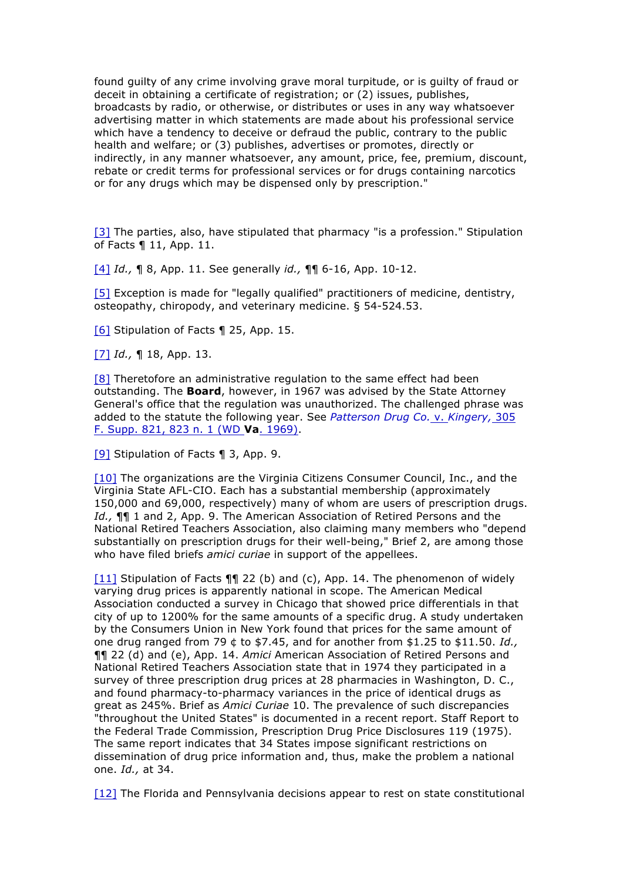found guilty of any crime involving grave moral turpitude, or is guilty of fraud or deceit in obtaining a certificate of registration; or (2) issues, publishes, broadcasts by radio, or otherwise, or distributes or uses in any way whatsoever advertising matter in which statements are made about his professional service which have a tendency to deceive or defraud the public, contrary to the public health and welfare; or (3) publishes, advertises or promotes, directly or indirectly, in any manner whatsoever, any amount, price, fee, premium, discount, rebate or credit terms for professional services or for drugs containing narcotics or for any drugs which may be dispensed only by prescription."

[3] The parties, also, have stipulated that pharmacy "is a profession." Stipulation of Facts ¶ 11, App. 11.

[4] *Id.,* ¶ 8, App. 11. See generally *id.,* ¶¶ 6-16, App. 10-12.

[5] Exception is made for "legally qualified" practitioners of medicine, dentistry, osteopathy, chiropody, and veterinary medicine. § 54-524.53.

[6] Stipulation of Facts ¶ 25, App. 15.

[7] *Id.,* ¶ 18, App. 13.

[8] Theretofore an administrative regulation to the same effect had been outstanding. The **Board**, however, in 1967 was advised by the State Attorney General's office that the regulation was unauthorized. The challenged phrase was added to the statute the following year. See *Patterson Drug Co.* v. *Kingery,* 305 F. Supp. 821, 823 n. 1 (WD **Va**. 1969).

[9] Stipulation of Facts ¶ 3, App. 9.

[10] The organizations are the Virginia Citizens Consumer Council, Inc., and the Virginia State AFL-CIO. Each has a substantial membership (approximately 150,000 and 69,000, respectively) many of whom are users of prescription drugs. *Id.,* ¶¶ 1 and 2, App. 9. The American Association of Retired Persons and the National Retired Teachers Association, also claiming many members who "depend substantially on prescription drugs for their well-being," Brief 2, are among those who have filed briefs *amici curiae* in support of the appellees.

[11] Stipulation of Facts ¶¶ 22 (b) and (c), App. 14. The phenomenon of widely varying drug prices is apparently national in scope. The American Medical Association conducted a survey in Chicago that showed price differentials in that city of up to 1200% for the same amounts of a specific drug. A study undertaken by the Consumers Union in New York found that prices for the same amount of one drug ranged from 79 ¢ to $7.45, and for another from $1.25 to $11.50. *Id.,* ¶¶ 22 (d) and (e), App. 14. *Amici* American Association of Retired Persons and National Retired Teachers Association state that in 1974 they participated in a survey of three prescription drug prices at 28 pharmacies in Washington, D. C., and found pharmacy-to-pharmacy variances in the price of identical drugs as great as 245%. Brief as *Amici Curiae* 10. The prevalence of such discrepancies "throughout the United States" is documented in a recent report. Staff Report to the Federal Trade Commission, Prescription Drug Price Disclosures 119 (1975). The same report indicates that 34 States impose significant restrictions on dissemination of drug price information and, thus, make the problem a national one. *Id.,* at 34.

[12] The Florida and Pennsylvania decisions appear to rest on state constitutional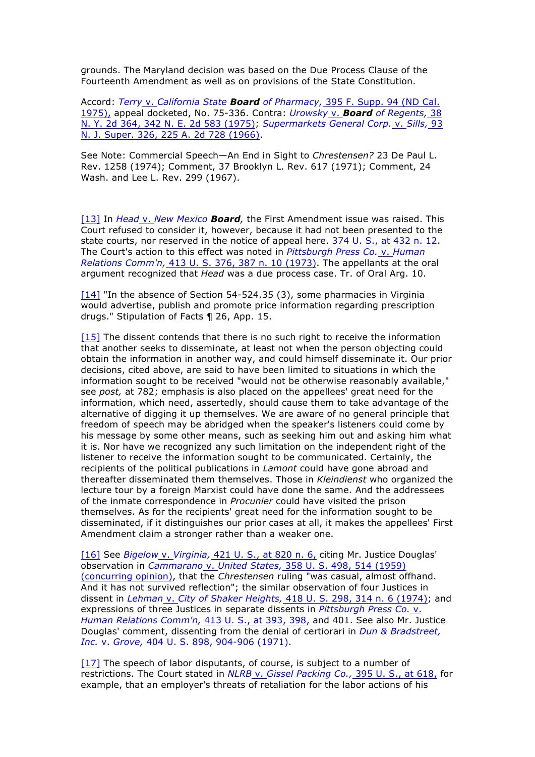grounds. The Maryland decision was based on the Due Process Clause of the Fourteenth Amendment as well as on provisions of the State Constitution.

Accord: *Terry* v. *California State* ***Board*** *of Pharmacy,* 395 F. Supp. 94 (ND Cal. 1975), appeal docketed, No. 75-336. Contra: *Urowsky* v. ***Board*** *of Regents,* 38 N. Y. 2d 364, 342 N. E. 2d 583 (1975); *Supermarkets General Corp.* v. *Sills,* 93 N. J. Super. 326, 225 A. 2d 728 (1966).

See Note: Commercial Speech—An End in Sight to *Chrestensen?* 23 De Paul L. Rev. 1258 (1974); Comment, 37 Brooklyn L. Rev. 617 (1971); Comment, 24 Wash. and Lee L. Rev. 299 (1967).

[13] In *Head* v. *New Mexico* ***Board****,* the First Amendment issue was raised. This Court refused to consider it, however, because it had not been presented to the state courts, nor reserved in the notice of appeal here. 374 U. S., at 432 n. 12. The Court's action to this effect was noted in *Pittsburgh Press Co.* v. *Human Relations Comm'n,* 413 U. S. 376, 387 n. 10 (1973). The appellants at the oral argument recognized that *Head* was a due process case. Tr. of Oral Arg. 10.

[14] "In the absence of Section 54-524.35 (3), some pharmacies in Virginia would advertise, publish and promote price information regarding prescription drugs." Stipulation of Facts ¶ 26, App. 15.

[15] The dissent contends that there is no such right to receive the information that another seeks to disseminate, at least not when the person objecting could obtain the information in another way, and could himself disseminate it. Our prior decisions, cited above, are said to have been limited to situations in which the information sought to be received "would not be otherwise reasonably available," see *post,* at 782; emphasis is also placed on the appellees' great need for the information, which need, assertedly, should cause them to take advantage of the alternative of digging it up themselves. We are aware of no general principle that freedom of speech may be abridged when the speaker's listeners could come by his message by some other means, such as seeking him out and asking him what it is. Nor have we recognized any such limitation on the independent right of the listener to receive the information sought to be communicated. Certainly, the recipients of the political publications in *Lamont* could have gone abroad and thereafter disseminated them themselves. Those in *Kleindienst* who organized the lecture tour by a foreign Marxist could have done the same. And the addressees of the inmate correspondence in *Procunier* could have visited the prison themselves. As for the recipients' great need for the information sought to be disseminated, if it distinguishes our prior cases at all, it makes the appellees' First Amendment claim a stronger rather than a weaker one.

[16] See *Bigelow* v. *Virginia,* 421 U. S., at 820 n. 6, citing Mr. Justice Douglas' observation in *Cammarano* v. *United States,* 358 U. S. 498, 514 (1959) (concurring opinion), that the *Chrestensen* ruling "was casual, almost offhand. And it has not survived reflection"; the similar observation of four Justices in dissent in *Lehman* v. *City of Shaker Heights,* 418 U. S. 298, 314 n. 6 (1974); and expressions of three Justices in separate dissents in *Pittsburgh Press Co.* v. *Human Relations Comm'n,* 413 U. S., at 393, 398, and 401. See also Mr. Justice Douglas' comment, dissenting from the denial of certiorari in *Dun & Bradstreet, Inc.* v. *Grove,* 404 U. S. 898, 904-906 (1971).

[17] The speech of labor disputants, of course, is subject to a number of restrictions. The Court stated in *NLRB* v. *Gissel Packing Co.,* 395 U. S., at 618, for example, that an employer's threats of retaliation for the labor actions of his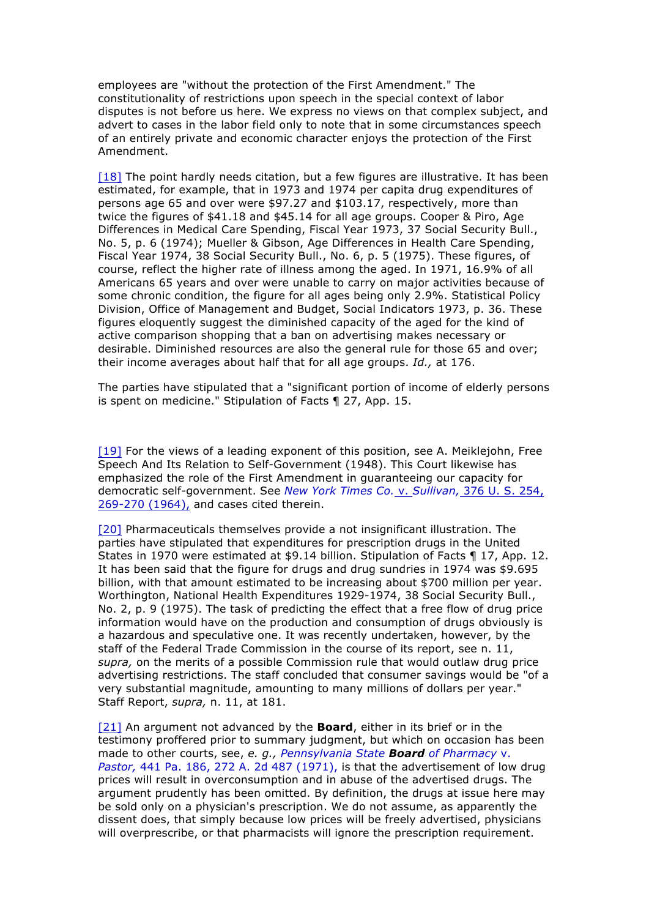employees are "without the protection of the First Amendment." The constitutionality of restrictions upon speech in the special context of labor disputes is not before us here. We express no views on that complex subject, and advert to cases in the labor field only to note that in some circumstances speech of an entirely private and economic character enjoys the protection of the First Amendment.

[18] The point hardly needs citation, but a few figures are illustrative. It has been estimated, for example, that in 1973 and 1974 per capita drug expenditures of persons age 65 and over were $97.27 and $103.17, respectively, more than twice the figures of $41.18 and $45.14 for all age groups. Cooper & Piro, Age Differences in Medical Care Spending, Fiscal Year 1973, 37 Social Security Bull., No. 5, p. 6 (1974); Mueller & Gibson, Age Differences in Health Care Spending, Fiscal Year 1974, 38 Social Security Bull., No. 6, p. 5 (1975). These figures, of course, reflect the higher rate of illness among the aged. In 1971, 16.9% of all Americans 65 years and over were unable to carry on major activities because of some chronic condition, the figure for all ages being only 2.9%. Statistical Policy Division, Office of Management and Budget, Social Indicators 1973, p. 36. These figures eloquently suggest the diminished capacity of the aged for the kind of active comparison shopping that a ban on advertising makes necessary or desirable. Diminished resources are also the general rule for those 65 and over; their income averages about half that for all age groups. *Id.,* at 176.

The parties have stipulated that a "significant portion of income of elderly persons is spent on medicine." Stipulation of Facts ¶ 27, App. 15.

[19] For the views of a leading exponent of this position, see A. Meiklejohn, Free Speech And Its Relation to Self-Government (1948). This Court likewise has emphasized the role of the First Amendment in guaranteeing our capacity for democratic self-government. See *New York Times Co.* v. *Sullivan,* 376 U. S. 254, 269-270 (1964), and cases cited therein.

[20] Pharmaceuticals themselves provide a not insignificant illustration. The parties have stipulated that expenditures for prescription drugs in the United States in 1970 were estimated at $9.14 billion. Stipulation of Facts ¶ 17, App. 12. It has been said that the figure for drugs and drug sundries in 1974 was $9.695 billion, with that amount estimated to be increasing about $700 million per year. Worthington, National Health Expenditures 1929-1974, 38 Social Security Bull., No. 2, p. 9 (1975). The task of predicting the effect that a free flow of drug price information would have on the production and consumption of drugs obviously is a hazardous and speculative one. It was recently undertaken, however, by the staff of the Federal Trade Commission in the course of its report, see n. 11, *supra,* on the merits of a possible Commission rule that would outlaw drug price advertising restrictions. The staff concluded that consumer savings would be "of a very substantial magnitude, amounting to many millions of dollars per year." Staff Report, *supra,* n. 11, at 181.

[21] An argument not advanced by the **Board**, either in its brief or in the testimony proffered prior to summary judgment, but which on occasion has been made to other courts, see, *e. g., Pennsylvania State **Board** of Pharmacy* v. *Pastor,* 441 Pa. 186, 272 A. 2d 487 (1971), is that the advertisement of low drug prices will result in overconsumption and in abuse of the advertised drugs. The argument prudently has been omitted. By definition, the drugs at issue here may be sold only on a physician's prescription. We do not assume, as apparently the dissent does, that simply because low prices will be freely advertised, physicians will overprescribe, or that pharmacists will ignore the prescription requirement.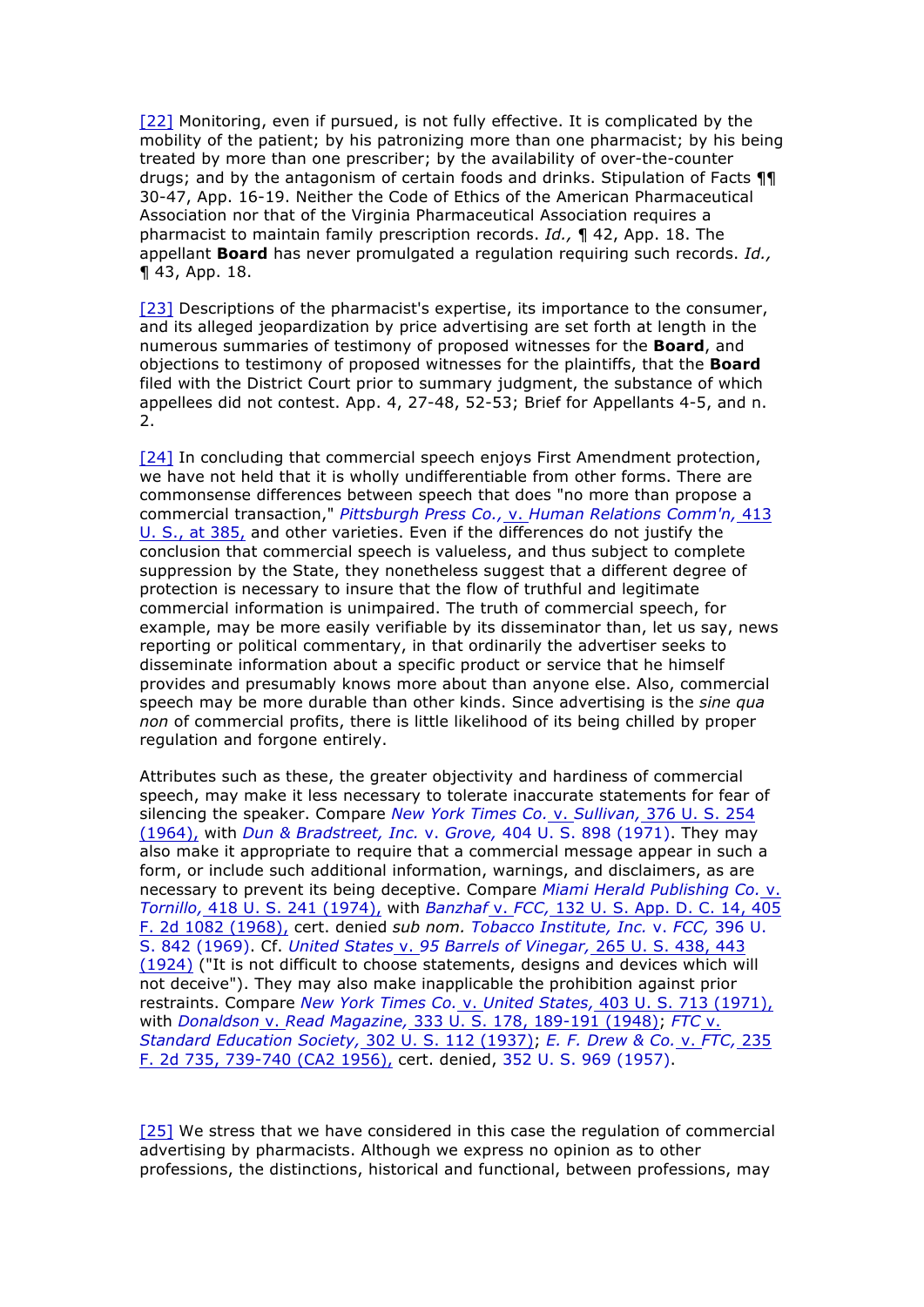[22] Monitoring, even if pursued, is not fully effective. It is complicated by the mobility of the patient; by his patronizing more than one pharmacist; by his being treated by more than one prescriber; by the availability of over-the-counter drugs; and by the antagonism of certain foods and drinks. Stipulation of Facts ¶¶ 30-47, App. 16-19. Neither the Code of Ethics of the American Pharmaceutical Association nor that of the Virginia Pharmaceutical Association requires a pharmacist to maintain family prescription records. *Id.,* ¶ 42, App. 18. The appellant **Board** has never promulgated a regulation requiring such records. *Id.,* ¶ 43, App. 18.

[23] Descriptions of the pharmacist's expertise, its importance to the consumer, and its alleged jeopardization by price advertising are set forth at length in the numerous summaries of testimony of proposed witnesses for the **Board**, and objections to testimony of proposed witnesses for the plaintiffs, that the **Board** filed with the District Court prior to summary judgment, the substance of which appellees did not contest. App. 4, 27-48, 52-53; Brief for Appellants 4-5, and n. 2.

[24] In concluding that commercial speech enjoys First Amendment protection, we have not held that it is wholly undifferentiable from other forms. There are commonsense differences between speech that does "no more than propose a commercial transaction," *Pittsburgh Press Co.,* v. *Human Relations Comm'n,* 413 U. S., at 385, and other varieties. Even if the differences do not justify the conclusion that commercial speech is valueless, and thus subject to complete suppression by the State, they nonetheless suggest that a different degree of protection is necessary to insure that the flow of truthful and legitimate commercial information is unimpaired. The truth of commercial speech, for example, may be more easily verifiable by its disseminator than, let us say, news reporting or political commentary, in that ordinarily the advertiser seeks to disseminate information about a specific product or service that he himself provides and presumably knows more about than anyone else. Also, commercial speech may be more durable than other kinds. Since advertising is the *sine qua non* of commercial profits, there is little likelihood of its being chilled by proper regulation and forgone entirely.

Attributes such as these, the greater objectivity and hardiness of commercial speech, may make it less necessary to tolerate inaccurate statements for fear of silencing the speaker. Compare *New York Times Co.* v. *Sullivan,* 376 U. S. 254 (1964), with *Dun & Bradstreet, Inc.* v. *Grove,* 404 U. S. 898 (1971). They may also make it appropriate to require that a commercial message appear in such a form, or include such additional information, warnings, and disclaimers, as are necessary to prevent its being deceptive. Compare *Miami Herald Publishing Co.* v. *Tornillo,* 418 U. S. 241 (1974), with *Banzhaf* v. *FCC,* 132 U. S. App. D. C. 14, 405 F. 2d 1082 (1968), cert. denied *sub nom. Tobacco Institute, Inc.* v. *FCC,* 396 U. S. 842 (1969). Cf. *United States* v. *95 Barrels of Vinegar,* 265 U. S. 438, 443 (1924) ("It is not difficult to choose statements, designs and devices which will not deceive"). They may also make inapplicable the prohibition against prior restraints. Compare *New York Times Co.* v. *United States,* 403 U. S. 713 (1971), with *Donaldson* v. *Read Magazine,* 333 U. S. 178, 189-191 (1948); *FTC* v. *Standard Education Society,* 302 U. S. 112 (1937); *E. F. Drew & Co.* v. *FTC,* 235 F. 2d 735, 739-740 (CA2 1956), cert. denied, 352 U. S. 969 (1957).

[25] We stress that we have considered in this case the regulation of commercial advertising by pharmacists. Although we express no opinion as to other professions, the distinctions, historical and functional, between professions, may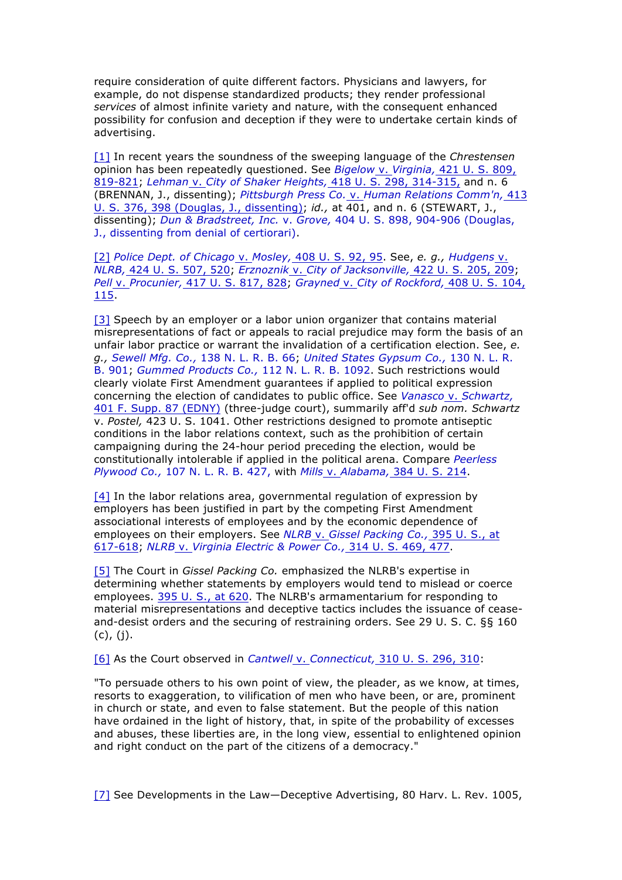require consideration of quite different factors. Physicians and lawyers, for example, do not dispense standardized products; they render professional *services* of almost infinite variety and nature, with the consequent enhanced possibility for confusion and deception if they were to undertake certain kinds of advertising.

[1] In recent years the soundness of the sweeping language of the *Chrestensen* opinion has been repeatedly questioned. See *Bigelow* v. *Virginia,* 421 U. S. 809, 819-821; *Lehman* v. *City of Shaker Heights,* 418 U. S. 298, 314-315, and n. 6 (BRENNAN, J., dissenting); *Pittsburgh Press Co.* v. *Human Relations Comm'n,* 413 U. S. 376, 398 (Douglas, J., dissenting); *id.,* at 401, and n. 6 (STEWART, J., dissenting); *Dun & Bradstreet, Inc.* v. *Grove,* 404 U. S. 898, 904-906 (Douglas, J., dissenting from denial of certiorari).

[2] *Police Dept. of Chicago* v. *Mosley,* 408 U. S. 92, 95. See, *e. g., Hudgens* v. *NLRB,* 424 U. S. 507, 520; *Erznoznik* v. *City of Jacksonville,* 422 U. S. 205, 209; *Pell* v. *Procunier,* 417 U. S. 817, 828; *Grayned* v. *City of Rockford,* 408 U. S. 104, 115.

[3] Speech by an employer or a labor union organizer that contains material misrepresentations of fact or appeals to racial prejudice may form the basis of an unfair labor practice or warrant the invalidation of a certification election. See, *e. g., Sewell Mfg. Co.,* 138 N. L. R. B. 66; *United States Gypsum Co.,* 130 N. L. R. B. 901; *Gummed Products Co.,* 112 N. L. R. B. 1092. Such restrictions would clearly violate First Amendment guarantees if applied to political expression concerning the election of candidates to public office. See *Vanasco* v. *Schwartz,* 401 F. Supp. 87 (EDNY) (three-judge court), summarily aff'd *sub nom. Schwartz* v. *Postel,* 423 U. S. 1041. Other restrictions designed to promote antiseptic conditions in the labor relations context, such as the prohibition of certain campaigning during the 24-hour period preceding the election, would be constitutionally intolerable if applied in the political arena. Compare *Peerless Plywood Co.,* 107 N. L. R. B. 427, with *Mills* v. *Alabama,* 384 U. S. 214.

[4] In the labor relations area, governmental regulation of expression by employers has been justified in part by the competing First Amendment associational interests of employees and by the economic dependence of employees on their employers. See *NLRB* v. *Gissel Packing Co.,* 395 U. S., at 617-618; *NLRB* v. *Virginia Electric & Power Co.,* 314 U. S. 469, 477.

[5] The Court in *Gissel Packing Co.* emphasized the NLRB's expertise in determining whether statements by employers would tend to mislead or coerce employees. 395 U. S., at 620. The NLRB's armamentarium for responding to material misrepresentations and deceptive tactics includes the issuance of cease-and-desist orders and the securing of restraining orders. See 29 U. S. C. §§ 160 (c), (j).

[6] As the Court observed in *Cantwell* v. *Connecticut,* 310 U. S. 296, 310:

"To persuade others to his own point of view, the pleader, as we know, at times, resorts to exaggeration, to vilification of men who have been, or are, prominent in church or state, and even to false statement. But the people of this nation have ordained in the light of history, that, in spite of the probability of excesses and abuses, these liberties are, in the long view, essential to enlightened opinion and right conduct on the part of the citizens of a democracy."

[7] See Developments in the Law—Deceptive Advertising, 80 Harv. L. Rev. 1005,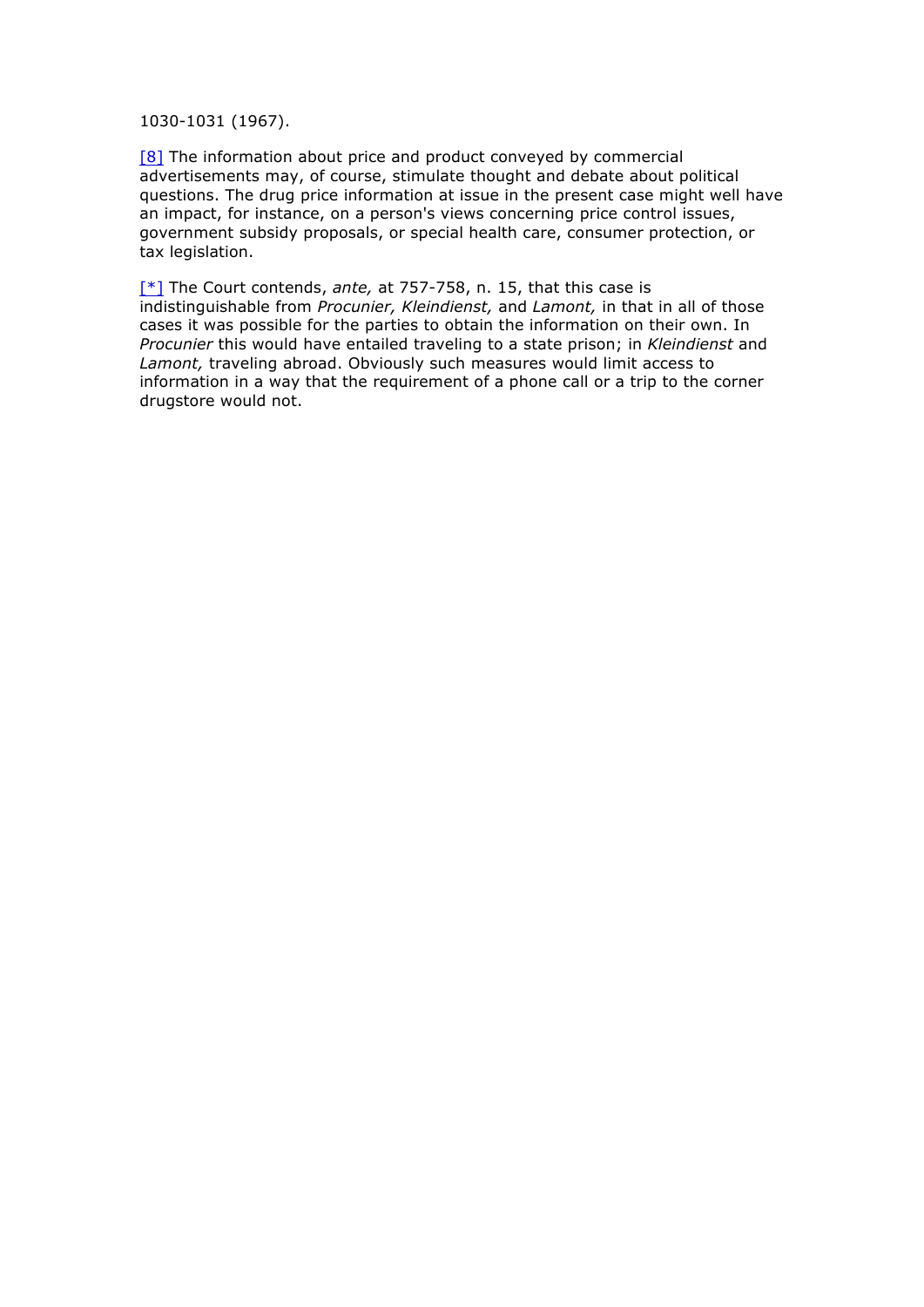1030-1031 (1967).

[8] The information about price and product conveyed by commercial advertisements may, of course, stimulate thought and debate about political questions. The drug price information at issue in the present case might well have an impact, for instance, on a person's views concerning price control issues, government subsidy proposals, or special health care, consumer protection, or tax legislation.

[*] The Court contends, *ante,* at 757-758, n. 15, that this case is indistinguishable from *Procunier, Kleindienst,* and *Lamont,* in that in all of those cases it was possible for the parties to obtain the information on their own. In *Procunier* this would have entailed traveling to a state prison; in *Kleindienst* and *Lamont,* traveling abroad. Obviously such measures would limit access to information in a way that the requirement of a phone call or a trip to the corner drugstore would not.